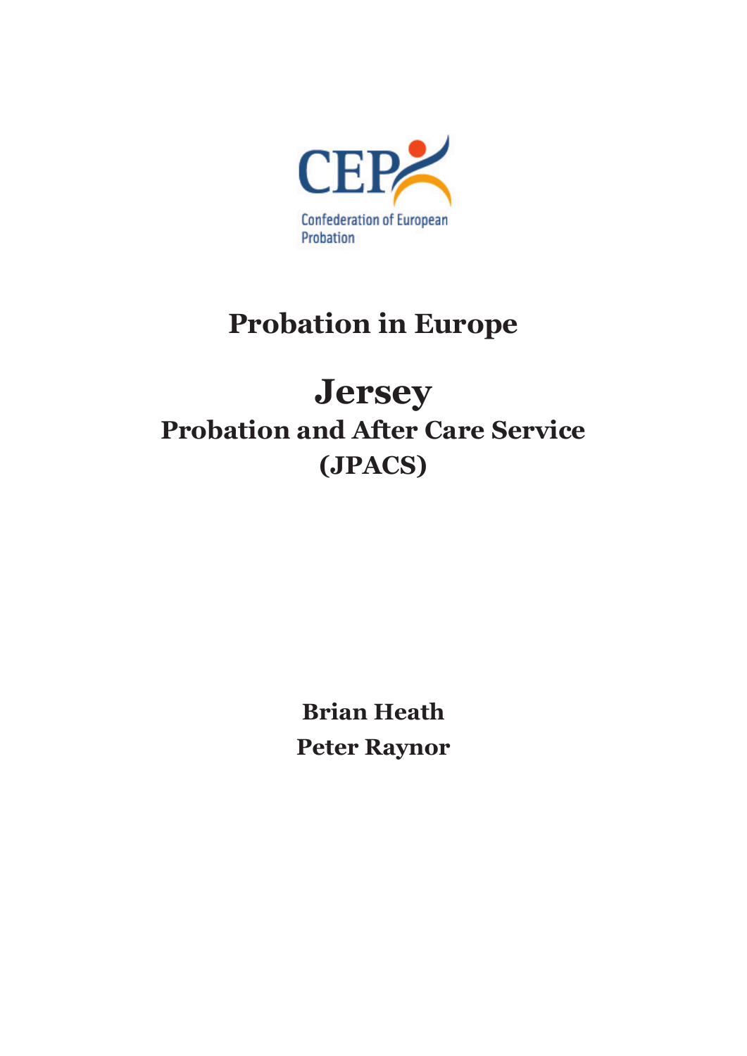CEP

Confederation of European Probation

# Probation in Europe

# Jersey

## Probation and After Care Service (JPACS)

**Brian Heath**

**Peter Raynor**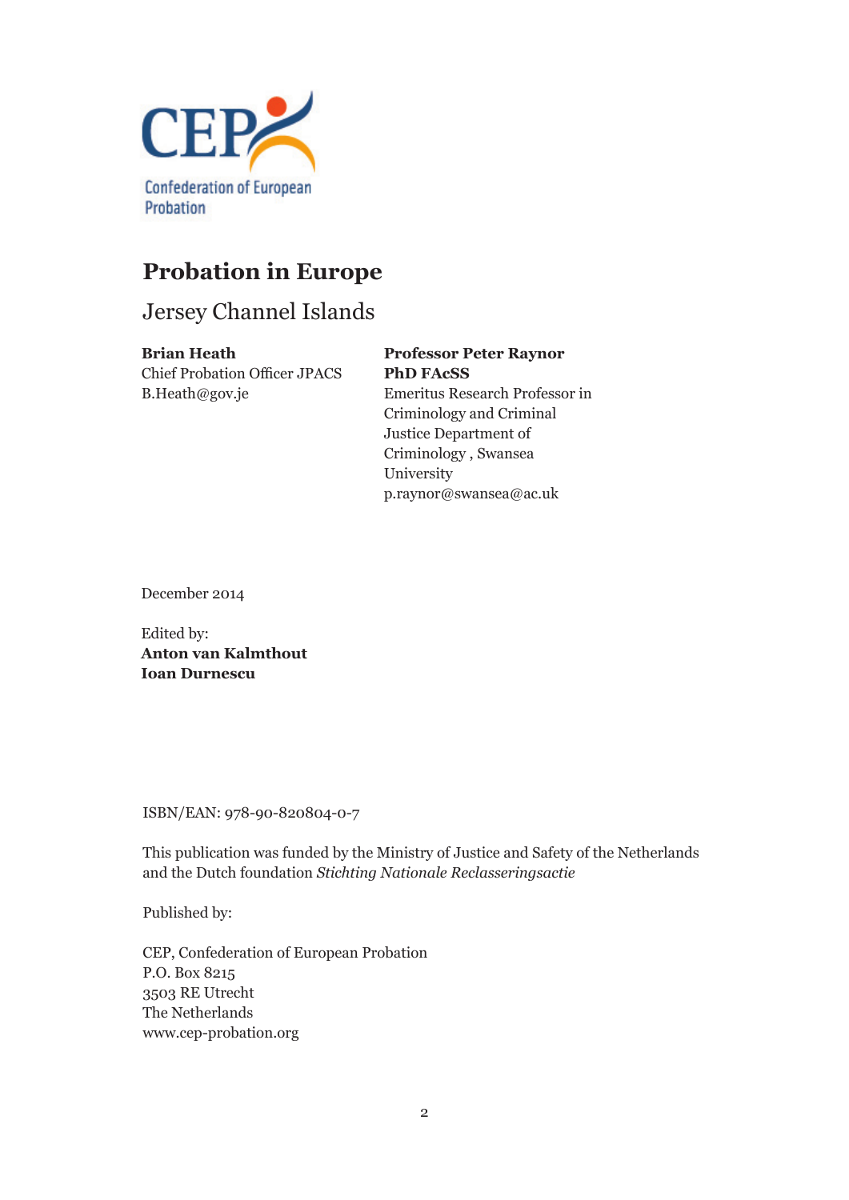CEP Confederation of European Probation

# Probation in Europe

## Jersey Channel Islands

**Brian Heath**
Chief Probation Officer JPACS
B.Heath@gov.je

**Professor Peter Raynor PhD FAcSS**
Emeritus Research Professor in Criminology and Criminal Justice Department of Criminology , Swansea University
p.raynor@swansea@ac.uk

December 2014

Edited by:
**Anton van Kalmthout**
**Ioan Durnescu**

ISBN/EAN: 978-90-820804-0-7

This publication was funded by the Ministry of Justice and Safety of the Netherlands and the Dutch foundation *Stichting Nationale Reclasseringsactie*

Published by:

CEP, Confederation of European Probation
P.O. Box 8215
3503 RE Utrecht
The Netherlands
www.cep-probation.org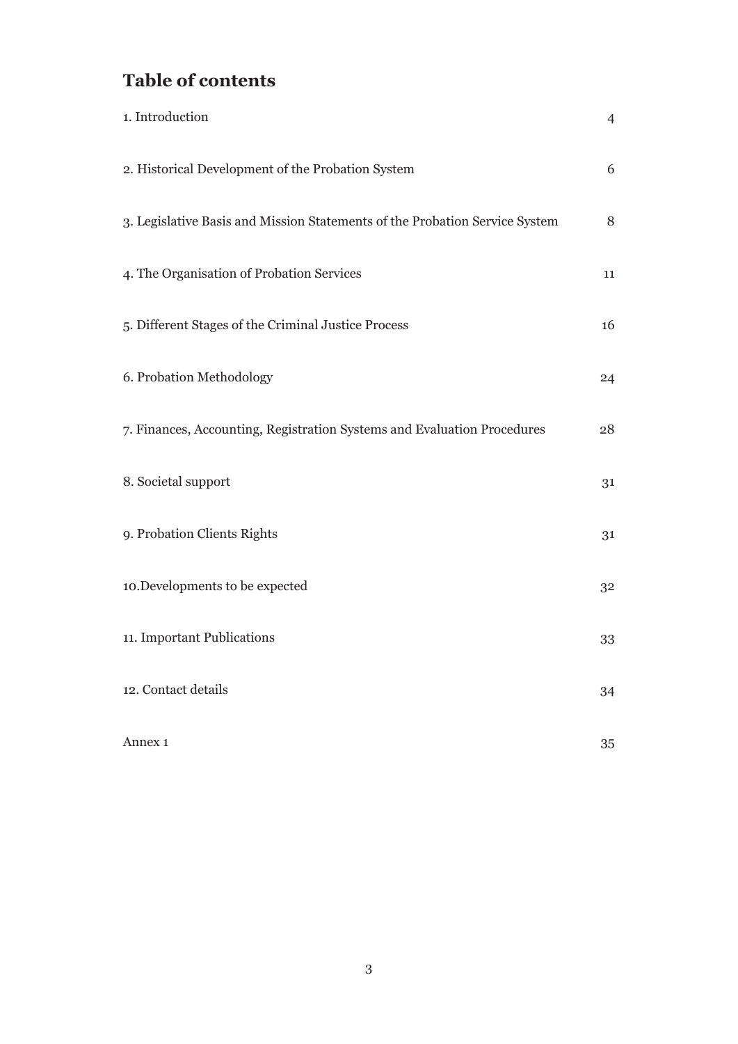## Table of contents

| | |
|---|---|
| 1. Introduction | 4 |
| 2. Historical Development of the Probation System | 6 |
| 3. Legislative Basis and Mission Statements of the Probation Service System | 8 |
| 4. The Organisation of Probation Services | 11 |
| 5. Different Stages of the Criminal Justice Process | 16 |
| 6. Probation Methodology | 24 |
| 7. Finances, Accounting, Registration Systems and Evaluation Procedures | 28 |
| 8. Societal support | 31 |
| 9. Probation Clients Rights | 31 |
| 10.Developments to be expected | 32 |
| 11. Important Publications | 33 |
| 12. Contact details | 34 |
| Annex 1 | 35 |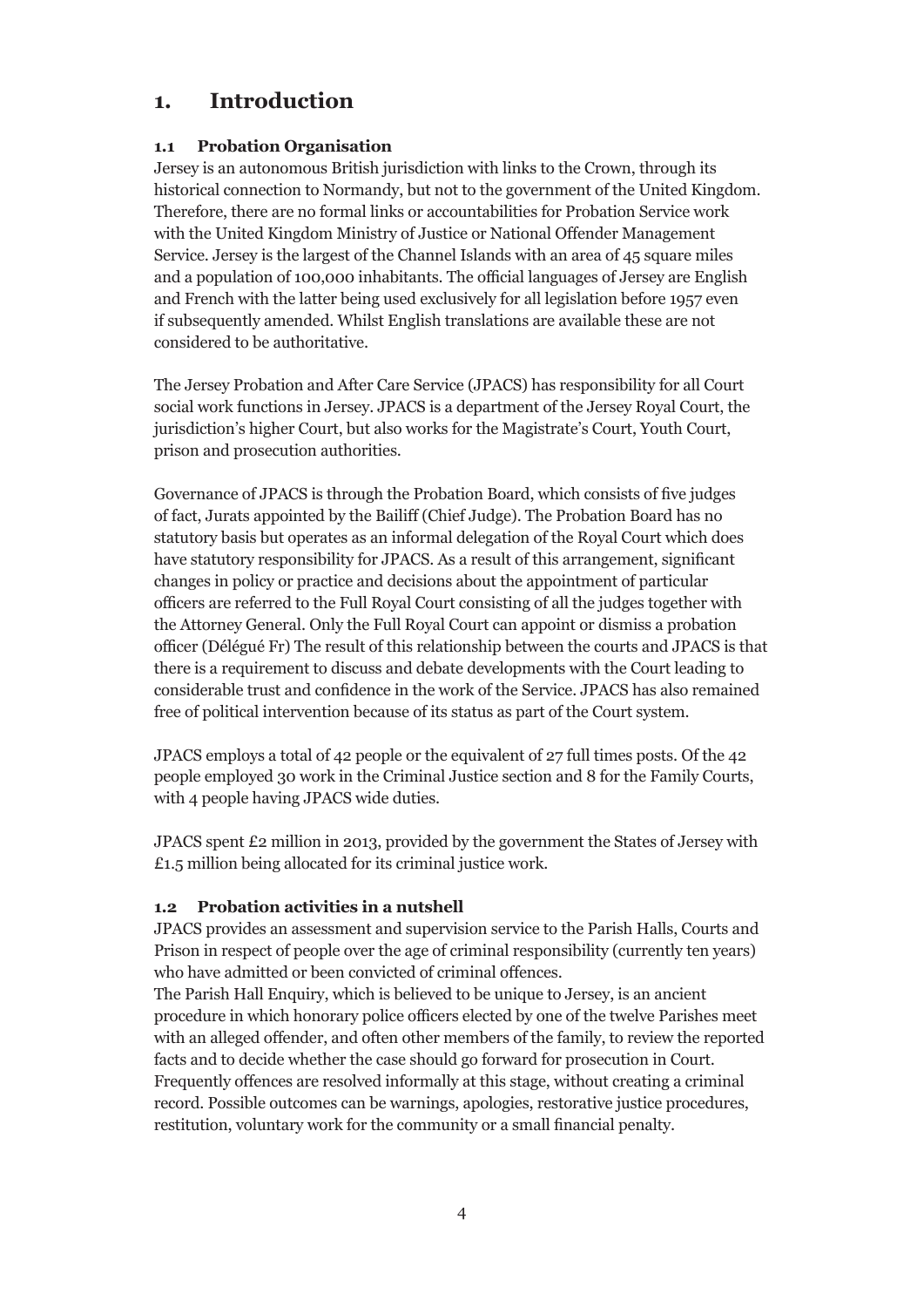# 1. Introduction

## 1.1 Probation Organisation

Jersey is an autonomous British jurisdiction with links to the Crown, through its historical connection to Normandy, but not to the government of the United Kingdom. Therefore, there are no formal links or accountabilities for Probation Service work with the United Kingdom Ministry of Justice or National Offender Management Service. Jersey is the largest of the Channel Islands with an area of 45 square miles and a population of 100,000 inhabitants. The official languages of Jersey are English and French with the latter being used exclusively for all legislation before 1957 even if subsequently amended. Whilst English translations are available these are not considered to be authoritative.

The Jersey Probation and After Care Service (JPACS) has responsibility for all Court social work functions in Jersey. JPACS is a department of the Jersey Royal Court, the jurisdiction's higher Court, but also works for the Magistrate's Court, Youth Court, prison and prosecution authorities.

Governance of JPACS is through the Probation Board, which consists of five judges of fact, Jurats appointed by the Bailiff (Chief Judge). The Probation Board has no statutory basis but operates as an informal delegation of the Royal Court which does have statutory responsibility for JPACS. As a result of this arrangement, significant changes in policy or practice and decisions about the appointment of particular officers are referred to the Full Royal Court consisting of all the judges together with the Attorney General. Only the Full Royal Court can appoint or dismiss a probation officer (Délégué Fr) The result of this relationship between the courts and JPACS is that there is a requirement to discuss and debate developments with the Court leading to considerable trust and confidence in the work of the Service. JPACS has also remained free of political intervention because of its status as part of the Court system.

JPACS employs a total of 42 people or the equivalent of 27 full times posts. Of the 42 people employed 30 work in the Criminal Justice section and 8 for the Family Courts, with 4 people having JPACS wide duties.

JPACS spent £2 million in 2013, provided by the government the States of Jersey with £1.5 million being allocated for its criminal justice work.

## 1.2 Probation activities in a nutshell

JPACS provides an assessment and supervision service to the Parish Halls, Courts and Prison in respect of people over the age of criminal responsibility (currently ten years) who have admitted or been convicted of criminal offences.

The Parish Hall Enquiry, which is believed to be unique to Jersey, is an ancient procedure in which honorary police officers elected by one of the twelve Parishes meet with an alleged offender, and often other members of the family, to review the reported facts and to decide whether the case should go forward for prosecution in Court. Frequently offences are resolved informally at this stage, without creating a criminal record. Possible outcomes can be warnings, apologies, restorative justice procedures, restitution, voluntary work for the community or a small financial penalty.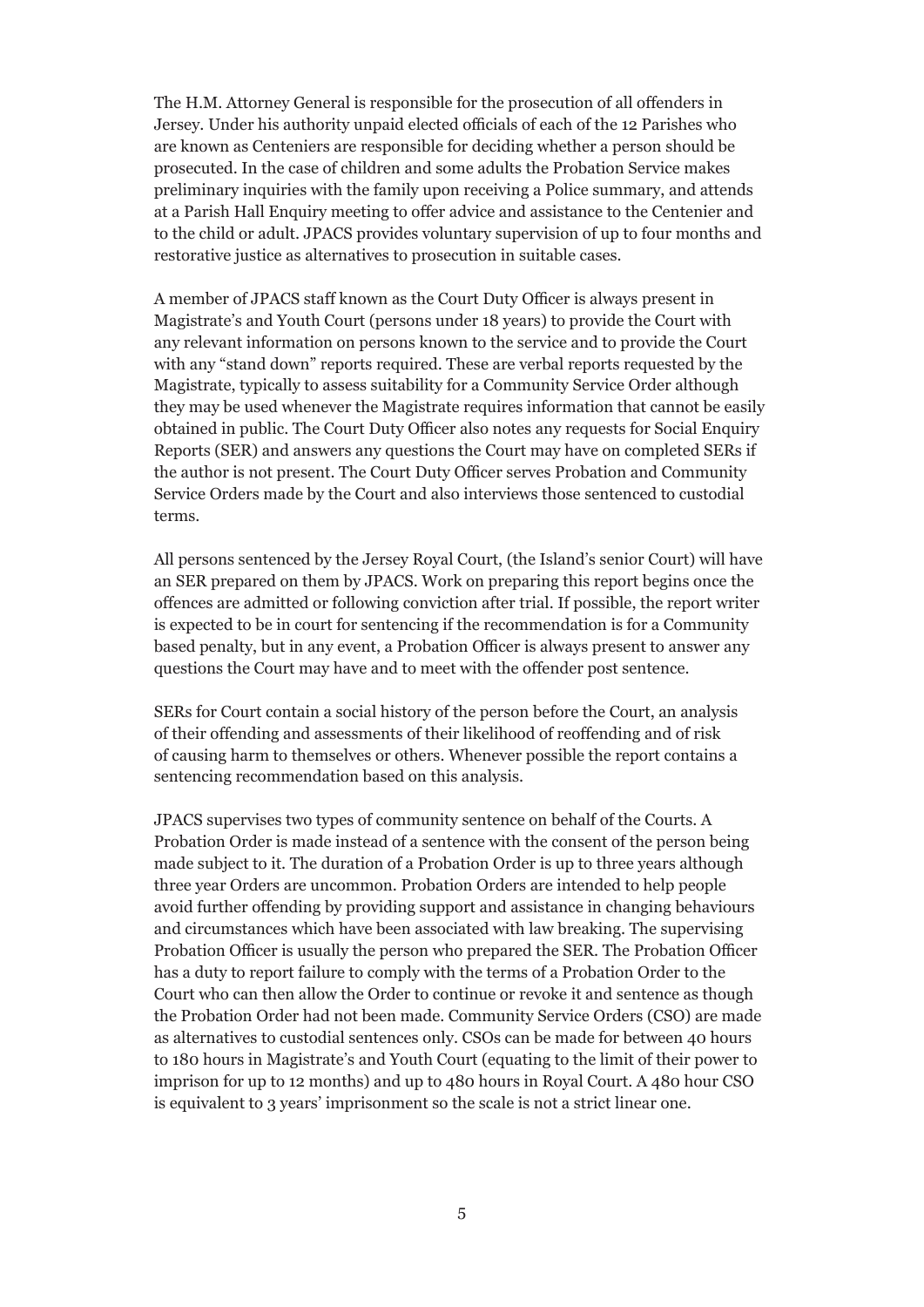The H.M. Attorney General is responsible for the prosecution of all offenders in Jersey. Under his authority unpaid elected officials of each of the 12 Parishes who are known as Centeniers are responsible for deciding whether a person should be prosecuted. In the case of children and some adults the Probation Service makes preliminary inquiries with the family upon receiving a Police summary, and attends at a Parish Hall Enquiry meeting to offer advice and assistance to the Centenier and to the child or adult. JPACS provides voluntary supervision of up to four months and restorative justice as alternatives to prosecution in suitable cases.

A member of JPACS staff known as the Court Duty Officer is always present in Magistrate's and Youth Court (persons under 18 years) to provide the Court with any relevant information on persons known to the service and to provide the Court with any "stand down" reports required. These are verbal reports requested by the Magistrate, typically to assess suitability for a Community Service Order although they may be used whenever the Magistrate requires information that cannot be easily obtained in public. The Court Duty Officer also notes any requests for Social Enquiry Reports (SER) and answers any questions the Court may have on completed SERs if the author is not present. The Court Duty Officer serves Probation and Community Service Orders made by the Court and also interviews those sentenced to custodial terms.

All persons sentenced by the Jersey Royal Court, (the Island's senior Court) will have an SER prepared on them by JPACS. Work on preparing this report begins once the offences are admitted or following conviction after trial. If possible, the report writer is expected to be in court for sentencing if the recommendation is for a Community based penalty, but in any event, a Probation Officer is always present to answer any questions the Court may have and to meet with the offender post sentence.

SERs for Court contain a social history of the person before the Court, an analysis of their offending and assessments of their likelihood of reoffending and of risk of causing harm to themselves or others. Whenever possible the report contains a sentencing recommendation based on this analysis.

JPACS supervises two types of community sentence on behalf of the Courts. A Probation Order is made instead of a sentence with the consent of the person being made subject to it. The duration of a Probation Order is up to three years although three year Orders are uncommon. Probation Orders are intended to help people avoid further offending by providing support and assistance in changing behaviours and circumstances which have been associated with law breaking. The supervising Probation Officer is usually the person who prepared the SER. The Probation Officer has a duty to report failure to comply with the terms of a Probation Order to the Court who can then allow the Order to continue or revoke it and sentence as though the Probation Order had not been made. Community Service Orders (CSO) are made as alternatives to custodial sentences only. CSOs can be made for between 40 hours to 180 hours in Magistrate's and Youth Court (equating to the limit of their power to imprison for up to 12 months) and up to 480 hours in Royal Court. A 480 hour CSO is equivalent to 3 years' imprisonment so the scale is not a strict linear one.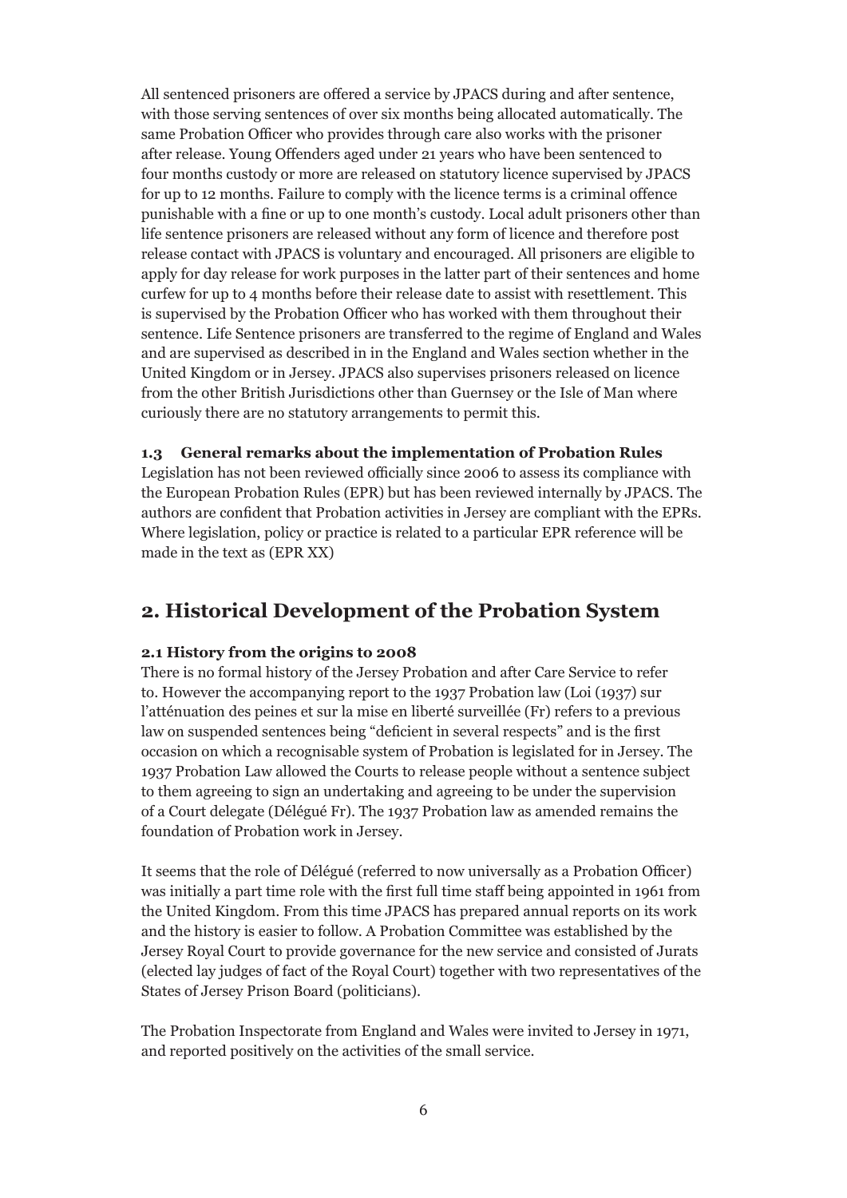All sentenced prisoners are offered a service by JPACS during and after sentence, with those serving sentences of over six months being allocated automatically. The same Probation Officer who provides through care also works with the prisoner after release. Young Offenders aged under 21 years who have been sentenced to four months custody or more are released on statutory licence supervised by JPACS for up to 12 months. Failure to comply with the licence terms is a criminal offence punishable with a fine or up to one month's custody. Local adult prisoners other than life sentence prisoners are released without any form of licence and therefore post release contact with JPACS is voluntary and encouraged. All prisoners are eligible to apply for day release for work purposes in the latter part of their sentences and home curfew for up to 4 months before their release date to assist with resettlement. This is supervised by the Probation Officer who has worked with them throughout their sentence. Life Sentence prisoners are transferred to the regime of England and Wales and are supervised as described in in the England and Wales section whether in the United Kingdom or in Jersey. JPACS also supervises prisoners released on licence from the other British Jurisdictions other than Guernsey or the Isle of Man where curiously there are no statutory arrangements to permit this.

### 1.3 General remarks about the implementation of Probation Rules

Legislation has not been reviewed officially since 2006 to assess its compliance with the European Probation Rules (EPR) but has been reviewed internally by JPACS. The authors are confident that Probation activities in Jersey are compliant with the EPRs. Where legislation, policy or practice is related to a particular EPR reference will be made in the text as (EPR XX)

## 2. Historical Development of the Probation System

### 2.1 History from the origins to 2008

There is no formal history of the Jersey Probation and after Care Service to refer to. However the accompanying report to the 1937 Probation law (Loi (1937) sur l'atténuation des peines et sur la mise en liberté surveillée (Fr) refers to a previous law on suspended sentences being "deficient in several respects" and is the first occasion on which a recognisable system of Probation is legislated for in Jersey. The 1937 Probation Law allowed the Courts to release people without a sentence subject to them agreeing to sign an undertaking and agreeing to be under the supervision of a Court delegate (Délégué Fr). The 1937 Probation law as amended remains the foundation of Probation work in Jersey.

It seems that the role of Délégué (referred to now universally as a Probation Officer) was initially a part time role with the first full time staff being appointed in 1961 from the United Kingdom. From this time JPACS has prepared annual reports on its work and the history is easier to follow. A Probation Committee was established by the Jersey Royal Court to provide governance for the new service and consisted of Jurats (elected lay judges of fact of the Royal Court) together with two representatives of the States of Jersey Prison Board (politicians).

The Probation Inspectorate from England and Wales were invited to Jersey in 1971, and reported positively on the activities of the small service.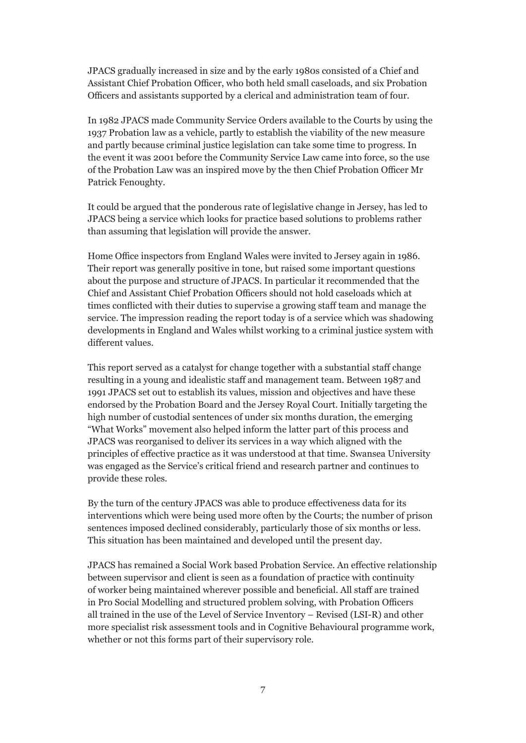JPACS gradually increased in size and by the early 1980s consisted of a Chief and Assistant Chief Probation Officer, who both held small caseloads, and six Probation Officers and assistants supported by a clerical and administration team of four.

In 1982 JPACS made Community Service Orders available to the Courts by using the 1937 Probation law as a vehicle, partly to establish the viability of the new measure and partly because criminal justice legislation can take some time to progress. In the event it was 2001 before the Community Service Law came into force, so the use of the Probation Law was an inspired move by the then Chief Probation Officer Mr Patrick Fenoughty.

It could be argued that the ponderous rate of legislative change in Jersey, has led to JPACS being a service which looks for practice based solutions to problems rather than assuming that legislation will provide the answer.

Home Office inspectors from England Wales were invited to Jersey again in 1986. Their report was generally positive in tone, but raised some important questions about the purpose and structure of JPACS. In particular it recommended that the Chief and Assistant Chief Probation Officers should not hold caseloads which at times conflicted with their duties to supervise a growing staff team and manage the service. The impression reading the report today is of a service which was shadowing developments in England and Wales whilst working to a criminal justice system with different values.

This report served as a catalyst for change together with a substantial staff change resulting in a young and idealistic staff and management team. Between 1987 and 1991 JPACS set out to establish its values, mission and objectives and have these endorsed by the Probation Board and the Jersey Royal Court. Initially targeting the high number of custodial sentences of under six months duration, the emerging "What Works" movement also helped inform the latter part of this process and JPACS was reorganised to deliver its services in a way which aligned with the principles of effective practice as it was understood at that time. Swansea University was engaged as the Service's critical friend and research partner and continues to provide these roles.

By the turn of the century JPACS was able to produce effectiveness data for its interventions which were being used more often by the Courts; the number of prison sentences imposed declined considerably, particularly those of six months or less. This situation has been maintained and developed until the present day.

JPACS has remained a Social Work based Probation Service. An effective relationship between supervisor and client is seen as a foundation of practice with continuity of worker being maintained wherever possible and beneficial. All staff are trained in Pro Social Modelling and structured problem solving, with Probation Officers all trained in the use of the Level of Service Inventory – Revised (LSI-R) and other more specialist risk assessment tools and in Cognitive Behavioural programme work, whether or not this forms part of their supervisory role.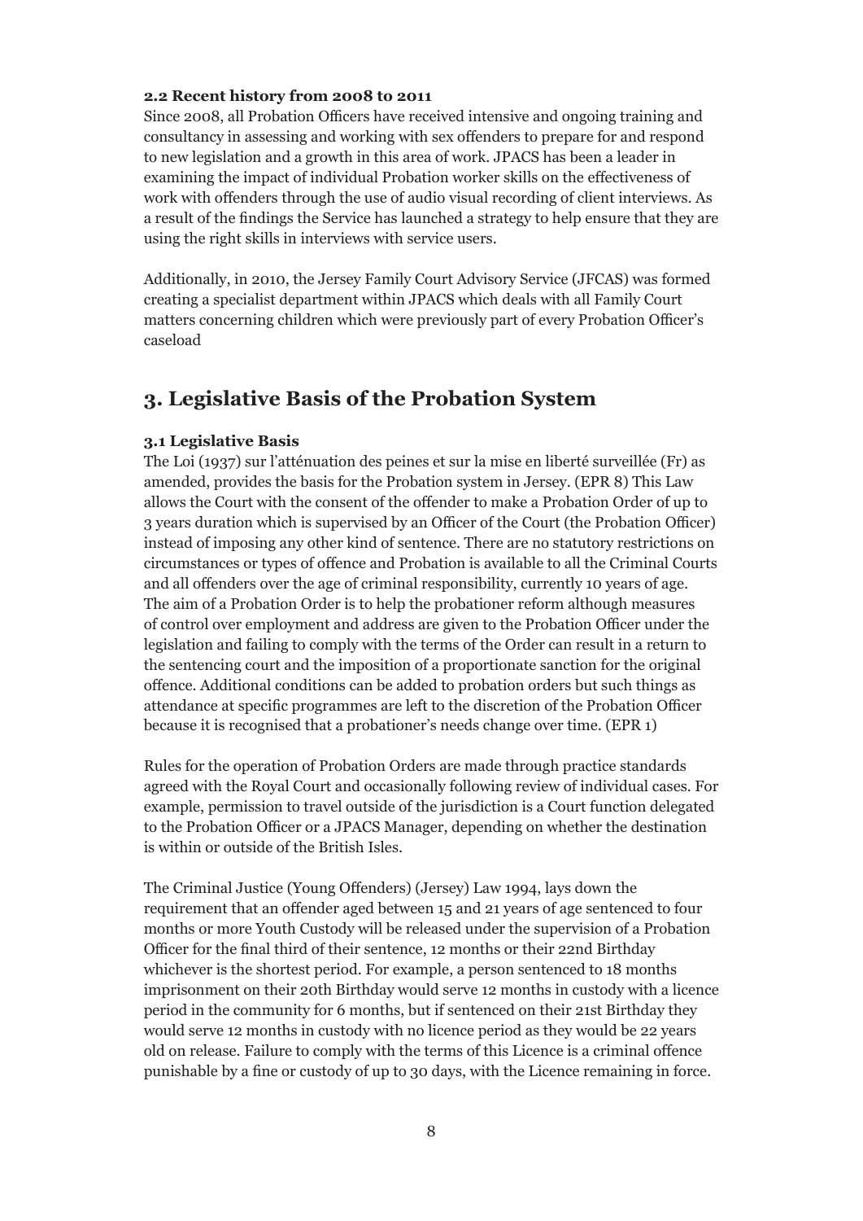### 2.2 Recent history from 2008 to 2011

Since 2008, all Probation Officers have received intensive and ongoing training and consultancy in assessing and working with sex offenders to prepare for and respond to new legislation and a growth in this area of work. JPACS has been a leader in examining the impact of individual Probation worker skills on the effectiveness of work with offenders through the use of audio visual recording of client interviews. As a result of the findings the Service has launched a strategy to help ensure that they are using the right skills in interviews with service users.

Additionally, in 2010, the Jersey Family Court Advisory Service (JFCAS) was formed creating a specialist department within JPACS which deals with all Family Court matters concerning children which were previously part of every Probation Officer's caseload

## 3. Legislative Basis of the Probation System

### 3.1 Legislative Basis

The Loi (1937) sur l'atténuation des peines et sur la mise en liberté surveillée (Fr) as amended, provides the basis for the Probation system in Jersey. (EPR 8) This Law allows the Court with the consent of the offender to make a Probation Order of up to 3 years duration which is supervised by an Officer of the Court (the Probation Officer) instead of imposing any other kind of sentence. There are no statutory restrictions on circumstances or types of offence and Probation is available to all the Criminal Courts and all offenders over the age of criminal responsibility, currently 10 years of age. The aim of a Probation Order is to help the probationer reform although measures of control over employment and address are given to the Probation Officer under the legislation and failing to comply with the terms of the Order can result in a return to the sentencing court and the imposition of a proportionate sanction for the original offence. Additional conditions can be added to probation orders but such things as attendance at specific programmes are left to the discretion of the Probation Officer because it is recognised that a probationer's needs change over time. (EPR 1)

Rules for the operation of Probation Orders are made through practice standards agreed with the Royal Court and occasionally following review of individual cases. For example, permission to travel outside of the jurisdiction is a Court function delegated to the Probation Officer or a JPACS Manager, depending on whether the destination is within or outside of the British Isles.

The Criminal Justice (Young Offenders) (Jersey) Law 1994, lays down the requirement that an offender aged between 15 and 21 years of age sentenced to four months or more Youth Custody will be released under the supervision of a Probation Officer for the final third of their sentence, 12 months or their 22nd Birthday whichever is the shortest period. For example, a person sentenced to 18 months imprisonment on their 20th Birthday would serve 12 months in custody with a licence period in the community for 6 months, but if sentenced on their 21st Birthday they would serve 12 months in custody with no licence period as they would be 22 years old on release. Failure to comply with the terms of this Licence is a criminal offence punishable by a fine or custody of up to 30 days, with the Licence remaining in force.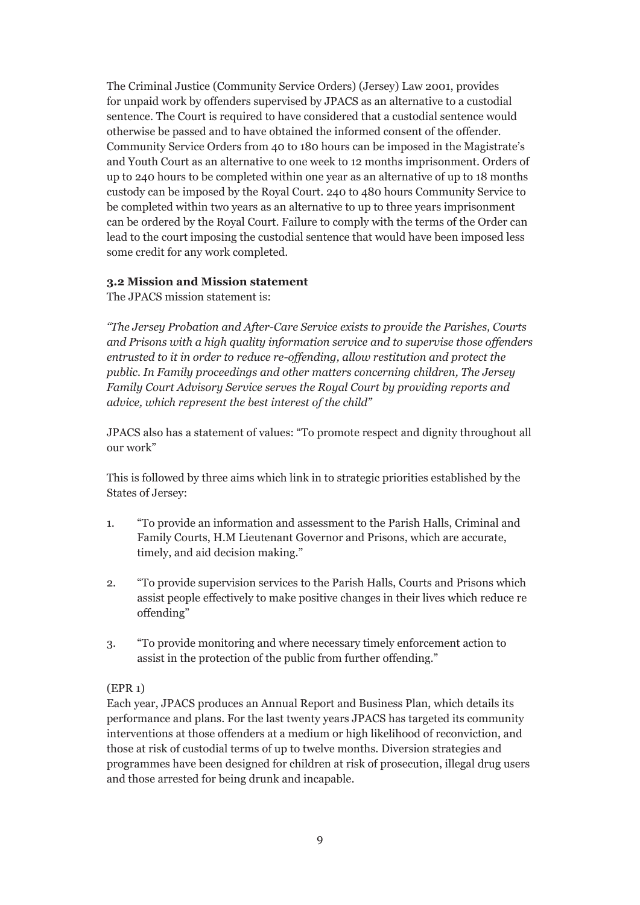The Criminal Justice (Community Service Orders) (Jersey) Law 2001, provides for unpaid work by offenders supervised by JPACS as an alternative to a custodial sentence. The Court is required to have considered that a custodial sentence would otherwise be passed and to have obtained the informed consent of the offender. Community Service Orders from 40 to 180 hours can be imposed in the Magistrate's and Youth Court as an alternative to one week to 12 months imprisonment. Orders of up to 240 hours to be completed within one year as an alternative of up to 18 months custody can be imposed by the Royal Court. 240 to 480 hours Community Service to be completed within two years as an alternative to up to three years imprisonment can be ordered by the Royal Court. Failure to comply with the terms of the Order can lead to the court imposing the custodial sentence that would have been imposed less some credit for any work completed.

**3.2 Mission and Mission statement**

The JPACS mission statement is:

*"The Jersey Probation and After-Care Service exists to provide the Parishes, Courts and Prisons with a high quality information service and to supervise those offenders entrusted to it in order to reduce re-offending, allow restitution and protect the public. In Family proceedings and other matters concerning children, The Jersey Family Court Advisory Service serves the Royal Court by providing reports and advice, which represent the best interest of the child"*

JPACS also has a statement of values: "To promote respect and dignity throughout all our work"

This is followed by three aims which link in to strategic priorities established by the States of Jersey:

1. "To provide an information and assessment to the Parish Halls, Criminal and Family Courts, H.M Lieutenant Governor and Prisons, which are accurate, timely, and aid decision making."
2. "To provide supervision services to the Parish Halls, Courts and Prisons which assist people effectively to make positive changes in their lives which reduce re offending"
3. "To provide monitoring and where necessary timely enforcement action to assist in the protection of the public from further offending."

(EPR 1)

Each year, JPACS produces an Annual Report and Business Plan, which details its performance and plans. For the last twenty years JPACS has targeted its community interventions at those offenders at a medium or high likelihood of reconviction, and those at risk of custodial terms of up to twelve months. Diversion strategies and programmes have been designed for children at risk of prosecution, illegal drug users and those arrested for being drunk and incapable.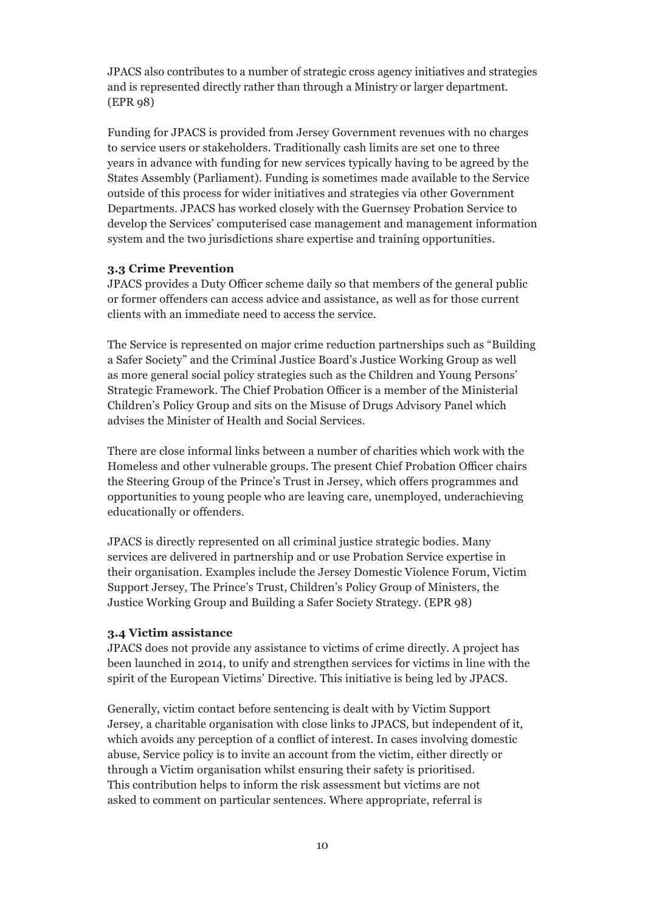JPACS also contributes to a number of strategic cross agency initiatives and strategies and is represented directly rather than through a Ministry or larger department. (EPR 98)

Funding for JPACS is provided from Jersey Government revenues with no charges to service users or stakeholders. Traditionally cash limits are set one to three years in advance with funding for new services typically having to be agreed by the States Assembly (Parliament). Funding is sometimes made available to the Service outside of this process for wider initiatives and strategies via other Government Departments. JPACS has worked closely with the Guernsey Probation Service to develop the Services' computerised case management and management information system and the two jurisdictions share expertise and training opportunities.

### 3.3 Crime Prevention

JPACS provides a Duty Officer scheme daily so that members of the general public or former offenders can access advice and assistance, as well as for those current clients with an immediate need to access the service.

The Service is represented on major crime reduction partnerships such as "Building a Safer Society" and the Criminal Justice Board's Justice Working Group as well as more general social policy strategies such as the Children and Young Persons' Strategic Framework. The Chief Probation Officer is a member of the Ministerial Children's Policy Group and sits on the Misuse of Drugs Advisory Panel which advises the Minister of Health and Social Services.

There are close informal links between a number of charities which work with the Homeless and other vulnerable groups. The present Chief Probation Officer chairs the Steering Group of the Prince's Trust in Jersey, which offers programmes and opportunities to young people who are leaving care, unemployed, underachieving educationally or offenders.

JPACS is directly represented on all criminal justice strategic bodies. Many services are delivered in partnership and or use Probation Service expertise in their organisation. Examples include the Jersey Domestic Violence Forum, Victim Support Jersey, The Prince's Trust, Children's Policy Group of Ministers, the Justice Working Group and Building a Safer Society Strategy. (EPR 98)

### 3.4 Victim assistance

JPACS does not provide any assistance to victims of crime directly. A project has been launched in 2014, to unify and strengthen services for victims in line with the spirit of the European Victims' Directive. This initiative is being led by JPACS.

Generally, victim contact before sentencing is dealt with by Victim Support Jersey, a charitable organisation with close links to JPACS, but independent of it, which avoids any perception of a conflict of interest. In cases involving domestic abuse, Service policy is to invite an account from the victim, either directly or through a Victim organisation whilst ensuring their safety is prioritised. This contribution helps to inform the risk assessment but victims are not asked to comment on particular sentences. Where appropriate, referral is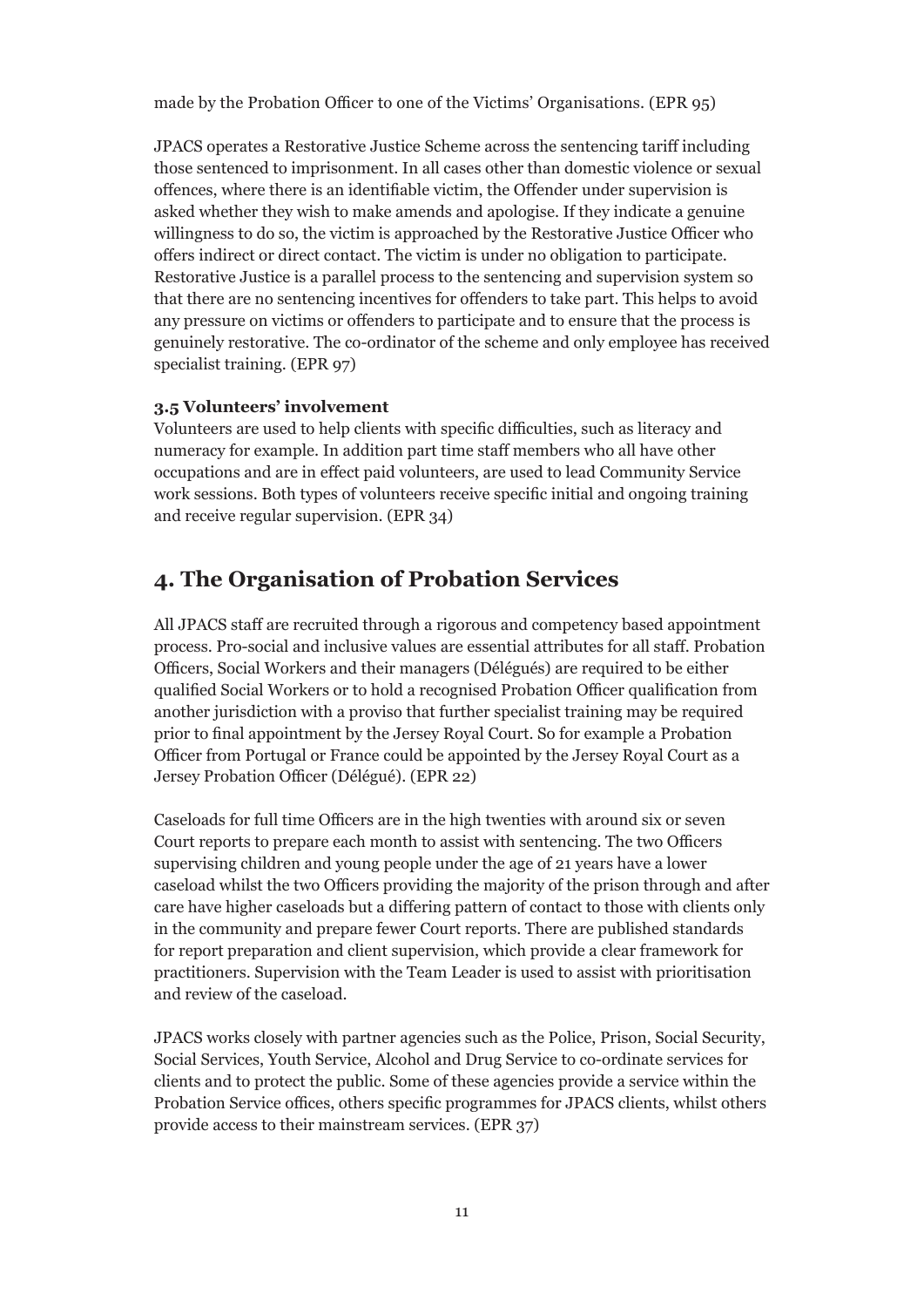made by the Probation Officer to one of the Victims' Organisations. (EPR 95)

JPACS operates a Restorative Justice Scheme across the sentencing tariff including those sentenced to imprisonment. In all cases other than domestic violence or sexual offences, where there is an identifiable victim, the Offender under supervision is asked whether they wish to make amends and apologise. If they indicate a genuine willingness to do so, the victim is approached by the Restorative Justice Officer who offers indirect or direct contact. The victim is under no obligation to participate. Restorative Justice is a parallel process to the sentencing and supervision system so that there are no sentencing incentives for offenders to take part. This helps to avoid any pressure on victims or offenders to participate and to ensure that the process is genuinely restorative. The co-ordinator of the scheme and only employee has received specialist training. (EPR 97)

### 3.5 Volunteers' involvement

Volunteers are used to help clients with specific difficulties, such as literacy and numeracy for example. In addition part time staff members who all have other occupations and are in effect paid volunteers, are used to lead Community Service work sessions. Both types of volunteers receive specific initial and ongoing training and receive regular supervision. (EPR 34)

## 4. The Organisation of Probation Services

All JPACS staff are recruited through a rigorous and competency based appointment process. Pro-social and inclusive values are essential attributes for all staff. Probation Officers, Social Workers and their managers (Délégués) are required to be either qualified Social Workers or to hold a recognised Probation Officer qualification from another jurisdiction with a proviso that further specialist training may be required prior to final appointment by the Jersey Royal Court. So for example a Probation Officer from Portugal or France could be appointed by the Jersey Royal Court as a Jersey Probation Officer (Délégué). (EPR 22)

Caseloads for full time Officers are in the high twenties with around six or seven Court reports to prepare each month to assist with sentencing. The two Officers supervising children and young people under the age of 21 years have a lower caseload whilst the two Officers providing the majority of the prison through and after care have higher caseloads but a differing pattern of contact to those with clients only in the community and prepare fewer Court reports. There are published standards for report preparation and client supervision, which provide a clear framework for practitioners. Supervision with the Team Leader is used to assist with prioritisation and review of the caseload.

JPACS works closely with partner agencies such as the Police, Prison, Social Security, Social Services, Youth Service, Alcohol and Drug Service to co-ordinate services for clients and to protect the public. Some of these agencies provide a service within the Probation Service offices, others specific programmes for JPACS clients, whilst others provide access to their mainstream services. (EPR 37)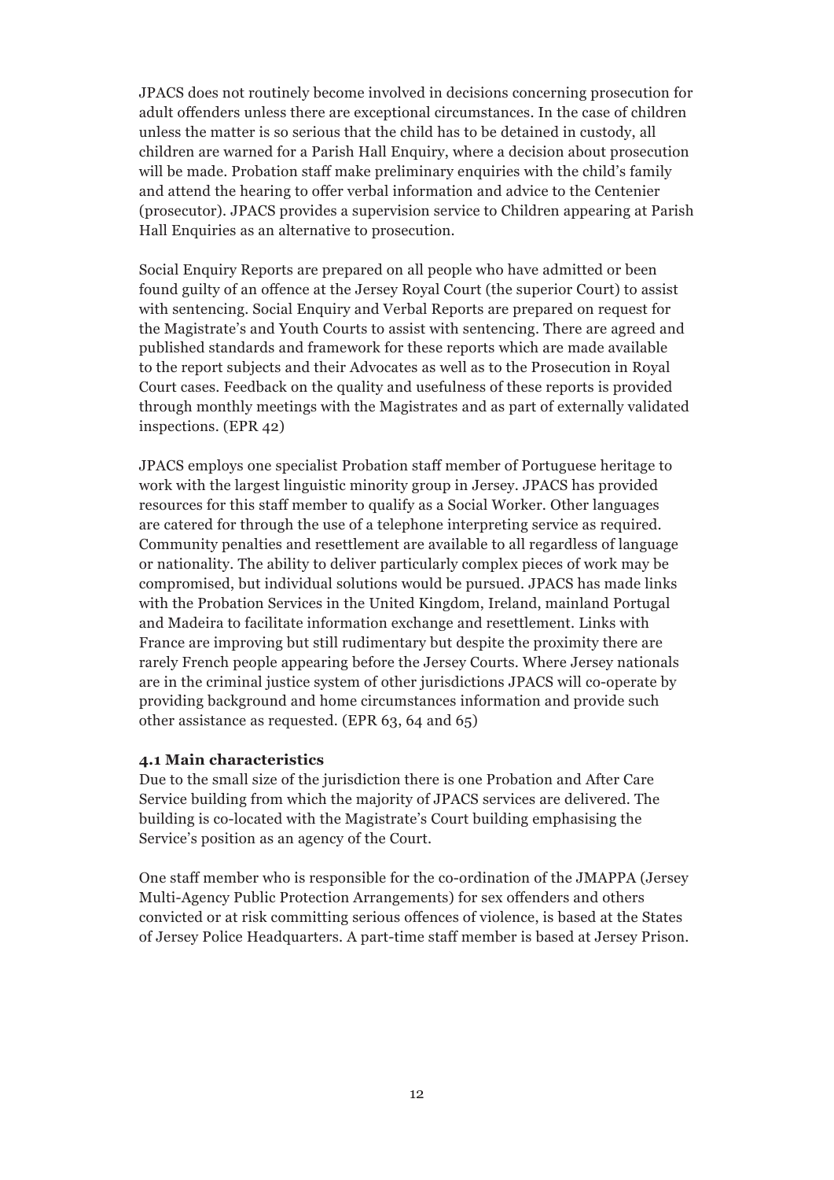JPACS does not routinely become involved in decisions concerning prosecution for adult offenders unless there are exceptional circumstances. In the case of children unless the matter is so serious that the child has to be detained in custody, all children are warned for a Parish Hall Enquiry, where a decision about prosecution will be made. Probation staff make preliminary enquiries with the child's family and attend the hearing to offer verbal information and advice to the Centenier (prosecutor). JPACS provides a supervision service to Children appearing at Parish Hall Enquiries as an alternative to prosecution.

Social Enquiry Reports are prepared on all people who have admitted or been found guilty of an offence at the Jersey Royal Court (the superior Court) to assist with sentencing. Social Enquiry and Verbal Reports are prepared on request for the Magistrate's and Youth Courts to assist with sentencing. There are agreed and published standards and framework for these reports which are made available to the report subjects and their Advocates as well as to the Prosecution in Royal Court cases. Feedback on the quality and usefulness of these reports is provided through monthly meetings with the Magistrates and as part of externally validated inspections. (EPR 42)

JPACS employs one specialist Probation staff member of Portuguese heritage to work with the largest linguistic minority group in Jersey. JPACS has provided resources for this staff member to qualify as a Social Worker. Other languages are catered for through the use of a telephone interpreting service as required. Community penalties and resettlement are available to all regardless of language or nationality. The ability to deliver particularly complex pieces of work may be compromised, but individual solutions would be pursued. JPACS has made links with the Probation Services in the United Kingdom, Ireland, mainland Portugal and Madeira to facilitate information exchange and resettlement. Links with France are improving but still rudimentary but despite the proximity there are rarely French people appearing before the Jersey Courts. Where Jersey nationals are in the criminal justice system of other jurisdictions JPACS will co-operate by providing background and home circumstances information and provide such other assistance as requested. (EPR 63, 64 and 65)

### 4.1 Main characteristics

Due to the small size of the jurisdiction there is one Probation and After Care Service building from which the majority of JPACS services are delivered. The building is co-located with the Magistrate's Court building emphasising the Service's position as an agency of the Court.

One staff member who is responsible for the co-ordination of the JMAPPA (Jersey Multi-Agency Public Protection Arrangements) for sex offenders and others convicted or at risk committing serious offences of violence, is based at the States of Jersey Police Headquarters. A part-time staff member is based at Jersey Prison.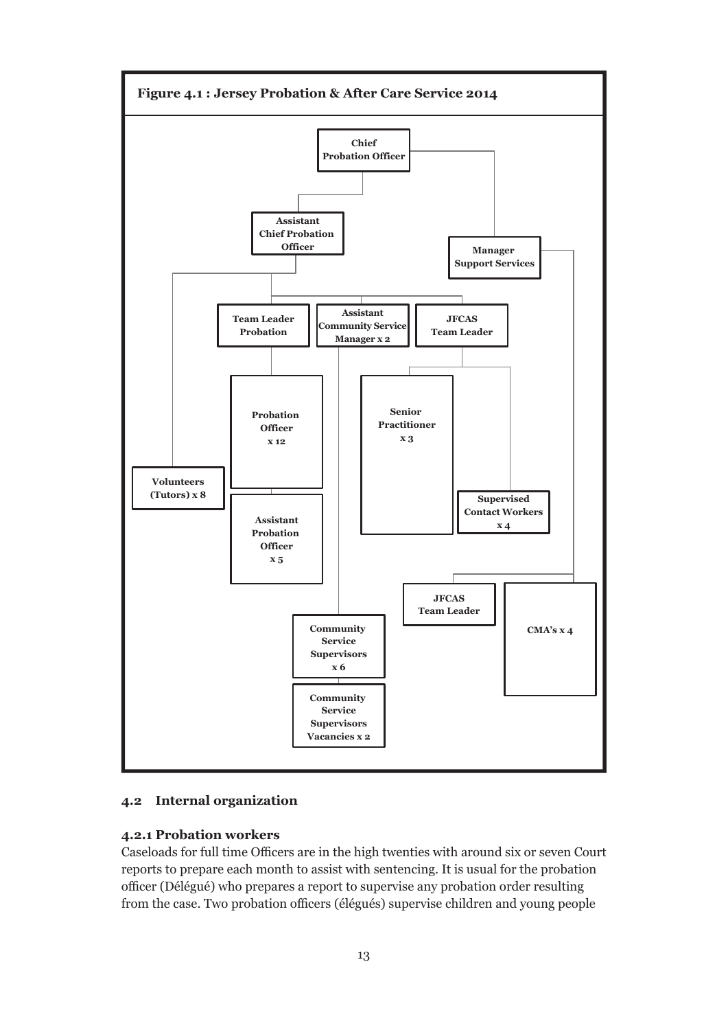**Figure 4.1 : Jersey Probation & After Care Service 2014**

- **Chief Probation Officer**
  - **Assistant Chief Probation Officer**
    - **Volunteers (Tutors) x 8**
    - **Team Leader Probation**
      - **Probation Officer x 12**
      - **Assistant Probation Officer x 5**
    - **Assistant Community Service Manager x 2**
      - **Community Service Supervisors x 6**
      - **Community Service Supervisors Vacancies x 2**
    - **JFCAS Team Leader**
      - **Senior Practitioner x 3**
      - **Supervised Contact Workers x 4**
  - **Manager Support Services**
    - **JFCAS Team Leader**
    - **CMA's x 4**

## 4.2 Internal organization

### 4.2.1 Probation workers

Caseloads for full time Officers are in the high twenties with around six or seven Court reports to prepare each month to assist with sentencing. It is usual for the probation officer (Délégué) who prepares a report to supervise any probation order resulting from the case. Two probation officers (élégués) supervise children and young people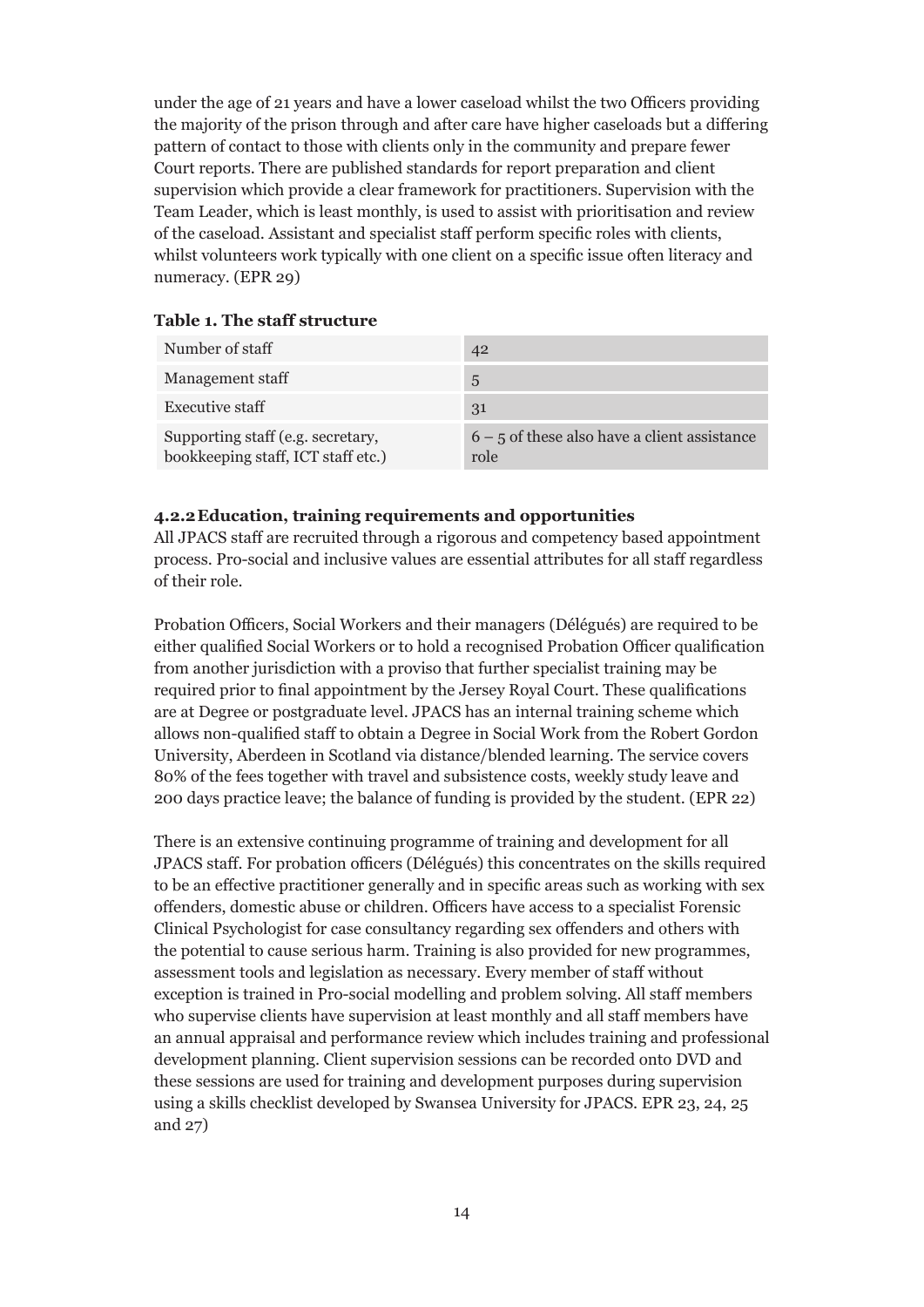under the age of 21 years and have a lower caseload whilst the two Officers providing the majority of the prison through and after care have higher caseloads but a differing pattern of contact to those with clients only in the community and prepare fewer Court reports. There are published standards for report preparation and client supervision which provide a clear framework for practitioners. Supervision with the Team Leader, which is least monthly, is used to assist with prioritisation and review of the caseload. Assistant and specialist staff perform specific roles with clients, whilst volunteers work typically with one client on a specific issue often literacy and numeracy. (EPR 29)

**Table 1. The staff structure**

| | |
|---|---|
| Number of staff | 42 |
| Management staff | 5 |
| Executive staff | 31 |
| Supporting staff (e.g. secretary, bookkeeping staff, ICT staff etc.) | 6 – 5 of these also have a client assistance role |

#### 4.2.2 Education, training requirements and opportunities

All JPACS staff are recruited through a rigorous and competency based appointment process. Pro-social and inclusive values are essential attributes for all staff regardless of their role.

Probation Officers, Social Workers and their managers (Délégués) are required to be either qualified Social Workers or to hold a recognised Probation Officer qualification from another jurisdiction with a proviso that further specialist training may be required prior to final appointment by the Jersey Royal Court. These qualifications are at Degree or postgraduate level. JPACS has an internal training scheme which allows non-qualified staff to obtain a Degree in Social Work from the Robert Gordon University, Aberdeen in Scotland via distance/blended learning. The service covers 80% of the fees together with travel and subsistence costs, weekly study leave and 200 days practice leave; the balance of funding is provided by the student. (EPR 22)

There is an extensive continuing programme of training and development for all JPACS staff. For probation officers (Délégués) this concentrates on the skills required to be an effective practitioner generally and in specific areas such as working with sex offenders, domestic abuse or children. Officers have access to a specialist Forensic Clinical Psychologist for case consultancy regarding sex offenders and others with the potential to cause serious harm. Training is also provided for new programmes, assessment tools and legislation as necessary. Every member of staff without exception is trained in Pro-social modelling and problem solving. All staff members who supervise clients have supervision at least monthly and all staff members have an annual appraisal and performance review which includes training and professional development planning. Client supervision sessions can be recorded onto DVD and these sessions are used for training and development purposes during supervision using a skills checklist developed by Swansea University for JPACS. EPR 23, 24, 25 and 27)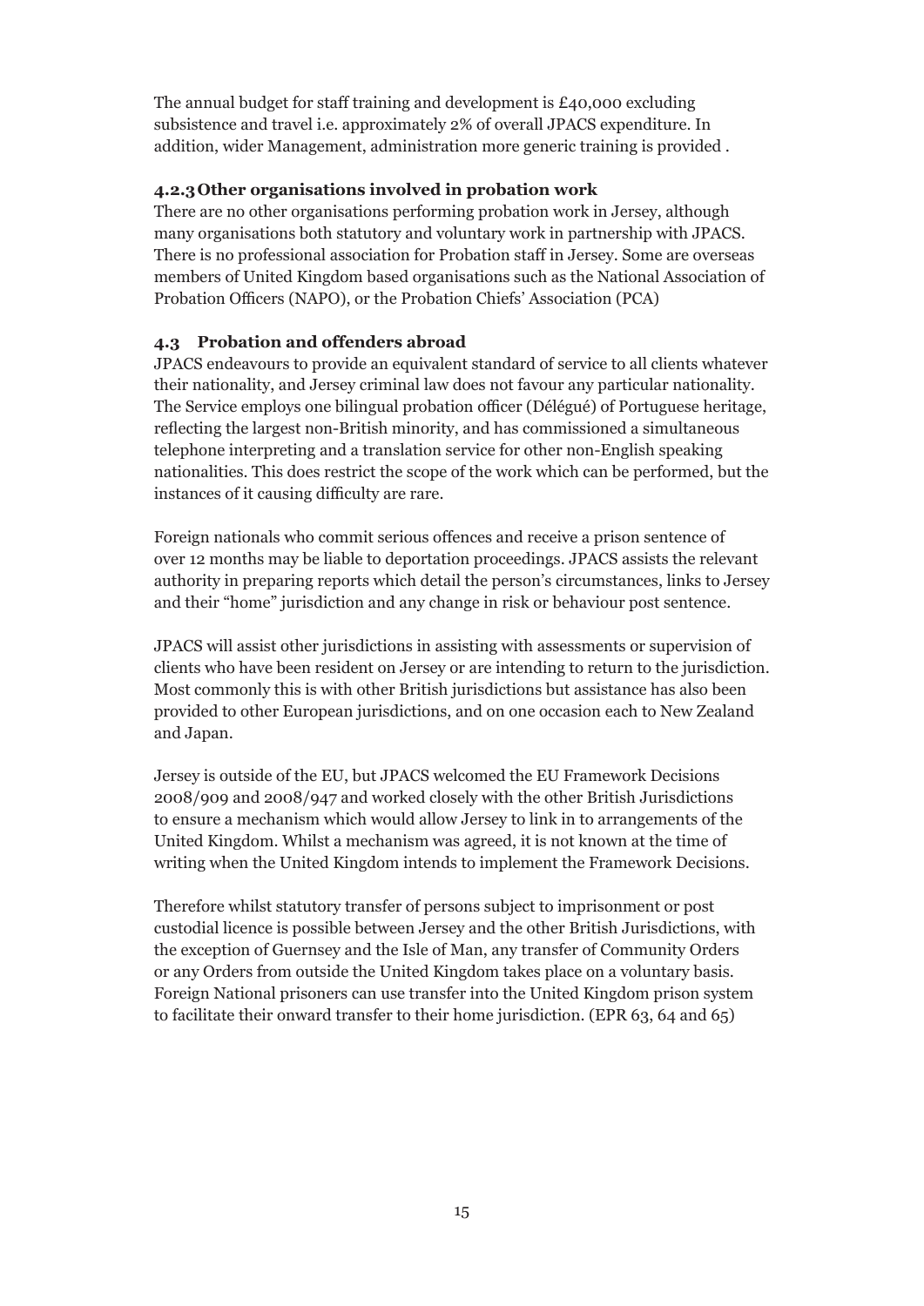The annual budget for staff training and development is £40,000 excluding subsistence and travel i.e. approximately 2% of overall JPACS expenditure. In addition, wider Management, administration more generic training is provided .

### 4.2.3 Other organisations involved in probation work

There are no other organisations performing probation work in Jersey, although many organisations both statutory and voluntary work in partnership with JPACS. There is no professional association for Probation staff in Jersey. Some are overseas members of United Kingdom based organisations such as the National Association of Probation Officers (NAPO), or the Probation Chiefs' Association (PCA)

## 4.3 Probation and offenders abroad

JPACS endeavours to provide an equivalent standard of service to all clients whatever their nationality, and Jersey criminal law does not favour any particular nationality. The Service employs one bilingual probation officer (Délégué) of Portuguese heritage, reflecting the largest non-British minority, and has commissioned a simultaneous telephone interpreting and a translation service for other non-English speaking nationalities. This does restrict the scope of the work which can be performed, but the instances of it causing difficulty are rare.

Foreign nationals who commit serious offences and receive a prison sentence of over 12 months may be liable to deportation proceedings. JPACS assists the relevant authority in preparing reports which detail the person's circumstances, links to Jersey and their "home" jurisdiction and any change in risk or behaviour post sentence.

JPACS will assist other jurisdictions in assisting with assessments or supervision of clients who have been resident on Jersey or are intending to return to the jurisdiction. Most commonly this is with other British jurisdictions but assistance has also been provided to other European jurisdictions, and on one occasion each to New Zealand and Japan.

Jersey is outside of the EU, but JPACS welcomed the EU Framework Decisions 2008/909 and 2008/947 and worked closely with the other British Jurisdictions to ensure a mechanism which would allow Jersey to link in to arrangements of the United Kingdom. Whilst a mechanism was agreed, it is not known at the time of writing when the United Kingdom intends to implement the Framework Decisions.

Therefore whilst statutory transfer of persons subject to imprisonment or post custodial licence is possible between Jersey and the other British Jurisdictions, with the exception of Guernsey and the Isle of Man, any transfer of Community Orders or any Orders from outside the United Kingdom takes place on a voluntary basis. Foreign National prisoners can use transfer into the United Kingdom prison system to facilitate their onward transfer to their home jurisdiction. (EPR 63, 64 and 65)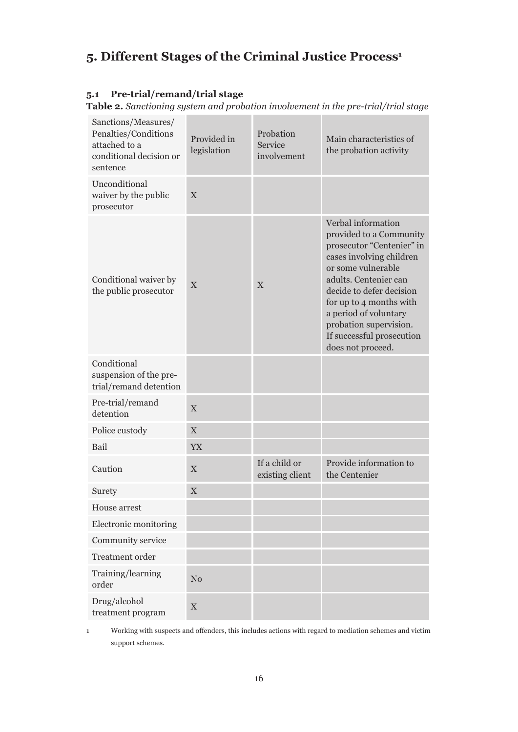# 5. Different Stages of the Criminal Justice Process[1]

### 5.1 Pre-trial/remand/trial stage

**Table 2.** *Sanctioning system and probation involvement in the pre-trial/trial stage*

| Sanctions/Measures/ Penalties/Conditions attached to a conditional decision or sentence | Provided in legislation | Probation Service involvement | Main characteristics of the probation activity |
|---|---|---|---|
| Unconditional waiver by the public prosecutor | X | | |
| Conditional waiver by the public prosecutor | X | X | Verbal information provided to a Community prosecutor "Centenier" in cases involving children or some vulnerable adults. Centenier can decide to defer decision for up to 4 months with a period of voluntary probation supervision. If successful prosecution does not proceed. |
| Conditional suspension of the pre-trial/remand detention | | | |
| Pre-trial/remand detention | X | | |
| Police custody | X | | |
| Bail | YX | | |
| Caution | X | If a child or existing client | Provide information to the Centenier |
| Surety | X | | |
| House arrest | | | |
| Electronic monitoring | | | |
| Community service | | | |
| Treatment order | | | |
| Training/learning order | No | | |
| Drug/alcohol treatment program | X | | |

[1] Working with suspects and offenders, this includes actions with regard to mediation schemes and victim support schemes.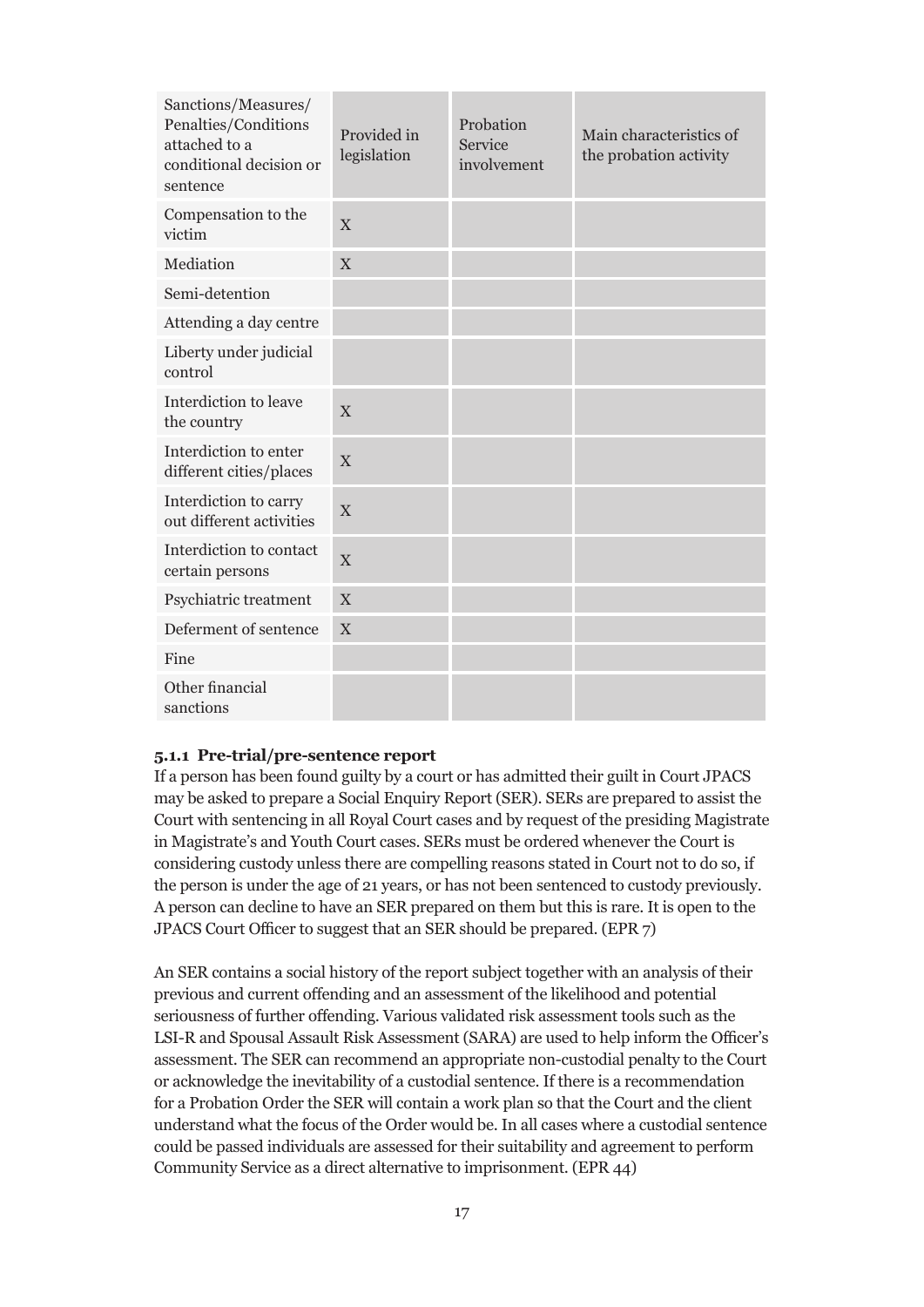| Sanctions/Measures/ Penalties/Conditions attached to a conditional decision or sentence | Provided in legislation | Probation Service involvement | Main characteristics of the probation activity |
| --- | --- | --- | --- |
| Compensation to the victim | X | | |
| Mediation | X | | |
| Semi-detention | | | |
| Attending a day centre | | | |
| Liberty under judicial control | | | |
| Interdiction to leave the country | X | | |
| Interdiction to enter different cities/places | X | | |
| Interdiction to carry out different activities | X | | |
| Interdiction to contact certain persons | X | | |
| Psychiatric treatment | X | | |
| Deferment of sentence | X | | |
| Fine | | | |
| Other financial sanctions | | | |

### 5.1.1 Pre-trial/pre-sentence report

If a person has been found guilty by a court or has admitted their guilt in Court JPACS may be asked to prepare a Social Enquiry Report (SER). SERs are prepared to assist the Court with sentencing in all Royal Court cases and by request of the presiding Magistrate in Magistrate's and Youth Court cases. SERs must be ordered whenever the Court is considering custody unless there are compelling reasons stated in Court not to do so, if the person is under the age of 21 years, or has not been sentenced to custody previously. A person can decline to have an SER prepared on them but this is rare. It is open to the JPACS Court Officer to suggest that an SER should be prepared. (EPR 7)

An SER contains a social history of the report subject together with an analysis of their previous and current offending and an assessment of the likelihood and potential seriousness of further offending. Various validated risk assessment tools such as the LSI-R and Spousal Assault Risk Assessment (SARA) are used to help inform the Officer's assessment. The SER can recommend an appropriate non-custodial penalty to the Court or acknowledge the inevitability of a custodial sentence. If there is a recommendation for a Probation Order the SER will contain a work plan so that the Court and the client understand what the focus of the Order would be. In all cases where a custodial sentence could be passed individuals are assessed for their suitability and agreement to perform Community Service as a direct alternative to imprisonment. (EPR 44)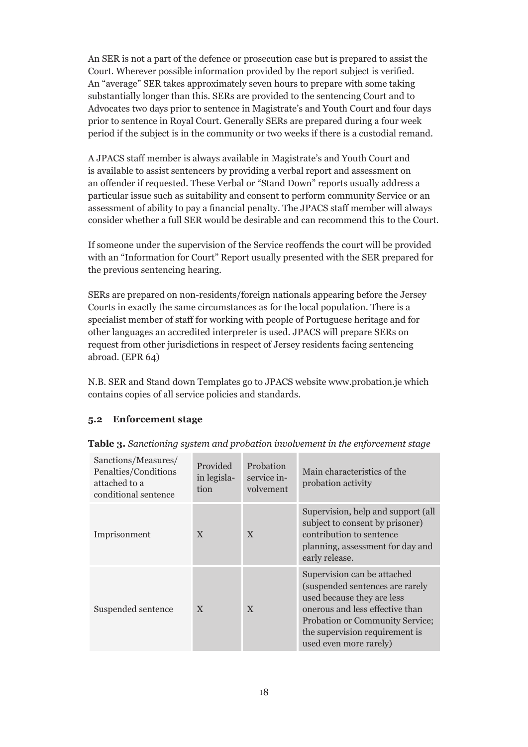An SER is not a part of the defence or prosecution case but is prepared to assist the Court. Wherever possible information provided by the report subject is verified. An "average" SER takes approximately seven hours to prepare with some taking substantially longer than this. SERs are provided to the sentencing Court and to Advocates two days prior to sentence in Magistrate's and Youth Court and four days prior to sentence in Royal Court. Generally SERs are prepared during a four week period if the subject is in the community or two weeks if there is a custodial remand.

A JPACS staff member is always available in Magistrate's and Youth Court and is available to assist sentencers by providing a verbal report and assessment on an offender if requested. These Verbal or "Stand Down" reports usually address a particular issue such as suitability and consent to perform community Service or an assessment of ability to pay a financial penalty. The JPACS staff member will always consider whether a full SER would be desirable and can recommend this to the Court.

If someone under the supervision of the Service reoffends the court will be provided with an "Information for Court" Report usually presented with the SER prepared for the previous sentencing hearing.

SERs are prepared on non-residents/foreign nationals appearing before the Jersey Courts in exactly the same circumstances as for the local population. There is a specialist member of staff for working with people of Portuguese heritage and for other languages an accredited interpreter is used. JPACS will prepare SERs on request from other jurisdictions in respect of Jersey residents facing sentencing abroad. (EPR 64)

N.B. SER and Stand down Templates go to JPACS website www.probation.je which contains copies of all service policies and standards.

### 5.2 Enforcement stage

**Table 3.** *Sanctioning system and probation involvement in the enforcement stage*

| Sanctions/Measures/ Penalties/Conditions attached to a conditional sentence | Provided in legislation | Probation service involvement | Main characteristics of the probation activity |
|---|---|---|---|
| Imprisonment | X | X | Supervision, help and support (all subject to consent by prisoner) contribution to sentence planning, assessment for day and early release. |
| Suspended sentence | X | X | Supervision can be attached (suspended sentences are rarely used because they are less onerous and less effective than Probation or Community Service; the supervision requirement is used even more rarely) |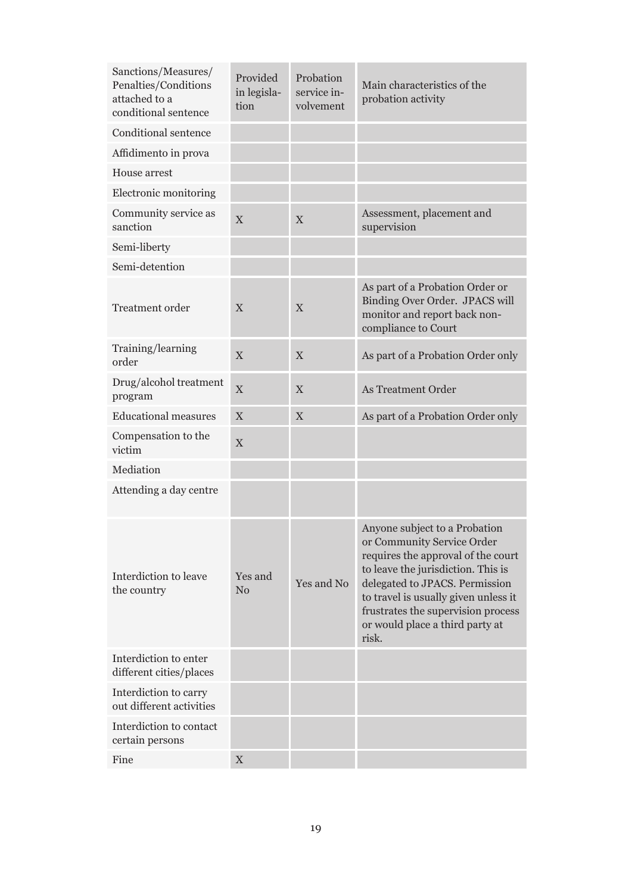| Sanctions/Measures/ Penalties/Conditions attached to a conditional sentence | Provided in legisla-tion | Probation service in-volvement | Main characteristics of the probation activity |
|---|---|---|---|
| Conditional sentence | | | |
| Affidimento in prova | | | |
| House arrest | | | |
| Electronic monitoring | | | |
| Community service as sanction | X | X | Assessment, placement and supervision |
| Semi-liberty | | | |
| Semi-detention | | | |
| Treatment order | X | X | As part of a Probation Order or Binding Over Order. JPACS will monitor and report back non-compliance to Court |
| Training/learning order | X | X | As part of a Probation Order only |
| Drug/alcohol treatment program | X | X | As Treatment Order |
| Educational measures | X | X | As part of a Probation Order only |
| Compensation to the victim | X | | |
| Mediation | | | |
| Attending a day centre | | | |
| Interdiction to leave the country | Yes and No | Yes and No | Anyone subject to a Probation or Community Service Order requires the approval of the court to leave the jurisdiction. This is delegated to JPACS. Permission to travel is usually given unless it frustrates the supervision process or would place a third party at risk. |
| Interdiction to enter different cities/places | | | |
| Interdiction to carry out different activities | | | |
| Interdiction to contact certain persons | | | |
| Fine | X | | |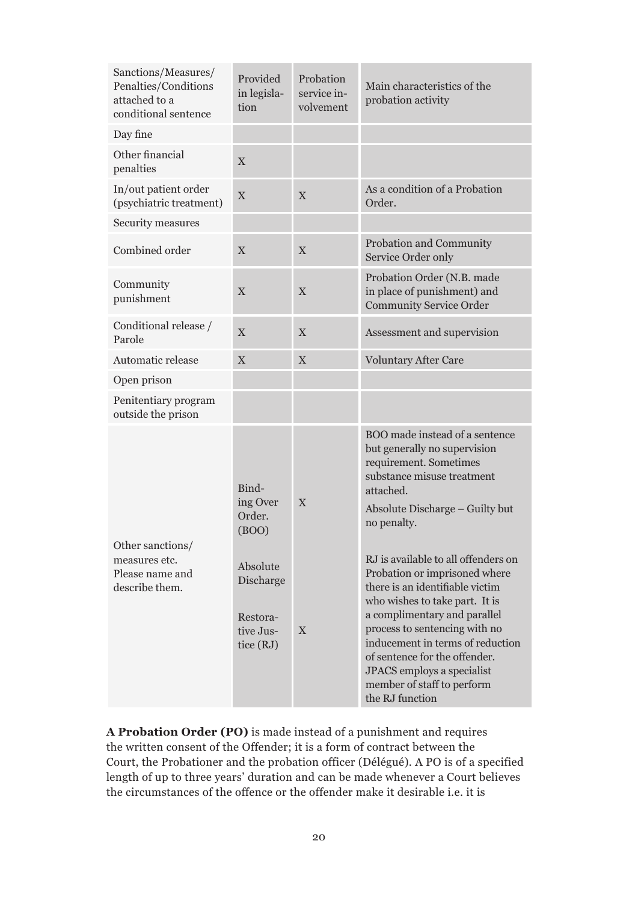| Sanctions/Measures/ Penalties/Conditions attached to a conditional sentence | Provided in legislation | Probation service involvement | Main characteristics of the probation activity |
|---|---|---|---|
| Day fine | | | |
| Other financial penalties | X | | |
| In/out patient order (psychiatric treatment) | X | X | As a condition of a Probation Order. |
| Security measures | | | |
| Combined order | X | X | Probation and Community Service Order only |
| Community punishment | X | X | Probation Order (N.B. made in place of punishment) and Community Service Order |
| Conditional release / Parole | X | X | Assessment and supervision |
| Automatic release | X | X | Voluntary After Care |
| Open prison | | | |
| Penitentiary program outside the prison | | | |
| Other sanctions/ measures etc. Please name and describe them. | Binding Over Order. (BOO)<br><br>Absolute Discharge<br><br>Restorative Justice (RJ) | X<br><br><br><br>X | BOO made instead of a sentence but generally no supervision requirement. Sometimes substance misuse treatment attached.<br><br>Absolute Discharge – Guilty but no penalty.<br><br>RJ is available to all offenders on Probation or imprisoned where there is an identifiable victim who wishes to take part. It is a complimentary and parallel process to sentencing with no inducement in terms of reduction of sentence for the offender. JPACS employs a specialist member of staff to perform the RJ function |

**A Probation Order (PO)** is made instead of a punishment and requires the written consent of the Offender; it is a form of contract between the Court, the Probationer and the probation officer (Délégué). A PO is of a specified length of up to three years' duration and can be made whenever a Court believes the circumstances of the offence or the offender make it desirable i.e. it is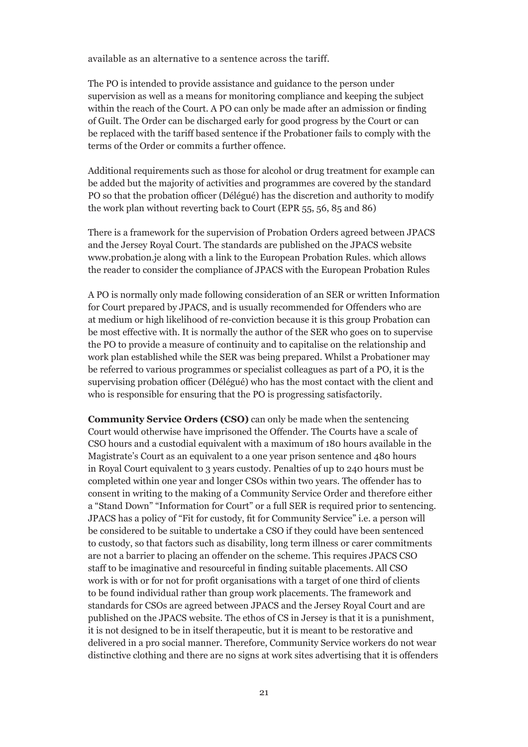available as an alternative to a sentence across the tariff.

The PO is intended to provide assistance and guidance to the person under supervision as well as a means for monitoring compliance and keeping the subject within the reach of the Court. A PO can only be made after an admission or finding of Guilt. The Order can be discharged early for good progress by the Court or can be replaced with the tariff based sentence if the Probationer fails to comply with the terms of the Order or commits a further offence.

Additional requirements such as those for alcohol or drug treatment for example can be added but the majority of activities and programmes are covered by the standard PO so that the probation officer (Délégué) has the discretion and authority to modify the work plan without reverting back to Court (EPR 55, 56, 85 and 86)

There is a framework for the supervision of Probation Orders agreed between JPACS and the Jersey Royal Court. The standards are published on the JPACS website www.probation.je along with a link to the European Probation Rules. which allows the reader to consider the compliance of JPACS with the European Probation Rules

A PO is normally only made following consideration of an SER or written Information for Court prepared by JPACS, and is usually recommended for Offenders who are at medium or high likelihood of re-conviction because it is this group Probation can be most effective with. It is normally the author of the SER who goes on to supervise the PO to provide a measure of continuity and to capitalise on the relationship and work plan established while the SER was being prepared. Whilst a Probationer may be referred to various programmes or specialist colleagues as part of a PO, it is the supervising probation officer (Délégué) who has the most contact with the client and who is responsible for ensuring that the PO is progressing satisfactorily.

**Community Service Orders (CSO)** can only be made when the sentencing Court would otherwise have imprisoned the Offender. The Courts have a scale of CSO hours and a custodial equivalent with a maximum of 180 hours available in the Magistrate's Court as an equivalent to a one year prison sentence and 480 hours in Royal Court equivalent to 3 years custody. Penalties of up to 240 hours must be completed within one year and longer CSOs within two years. The offender has to consent in writing to the making of a Community Service Order and therefore either a "Stand Down" "Information for Court" or a full SER is required prior to sentencing. JPACS has a policy of "Fit for custody, fit for Community Service" i.e. a person will be considered to be suitable to undertake a CSO if they could have been sentenced to custody, so that factors such as disability, long term illness or carer commitments are not a barrier to placing an offender on the scheme. This requires JPACS CSO staff to be imaginative and resourceful in finding suitable placements. All CSO work is with or for not for profit organisations with a target of one third of clients to be found individual rather than group work placements. The framework and standards for CSOs are agreed between JPACS and the Jersey Royal Court and are published on the JPACS website. The ethos of CS in Jersey is that it is a punishment, it is not designed to be in itself therapeutic, but it is meant to be restorative and delivered in a pro social manner. Therefore, Community Service workers do not wear distinctive clothing and there are no signs at work sites advertising that it is offenders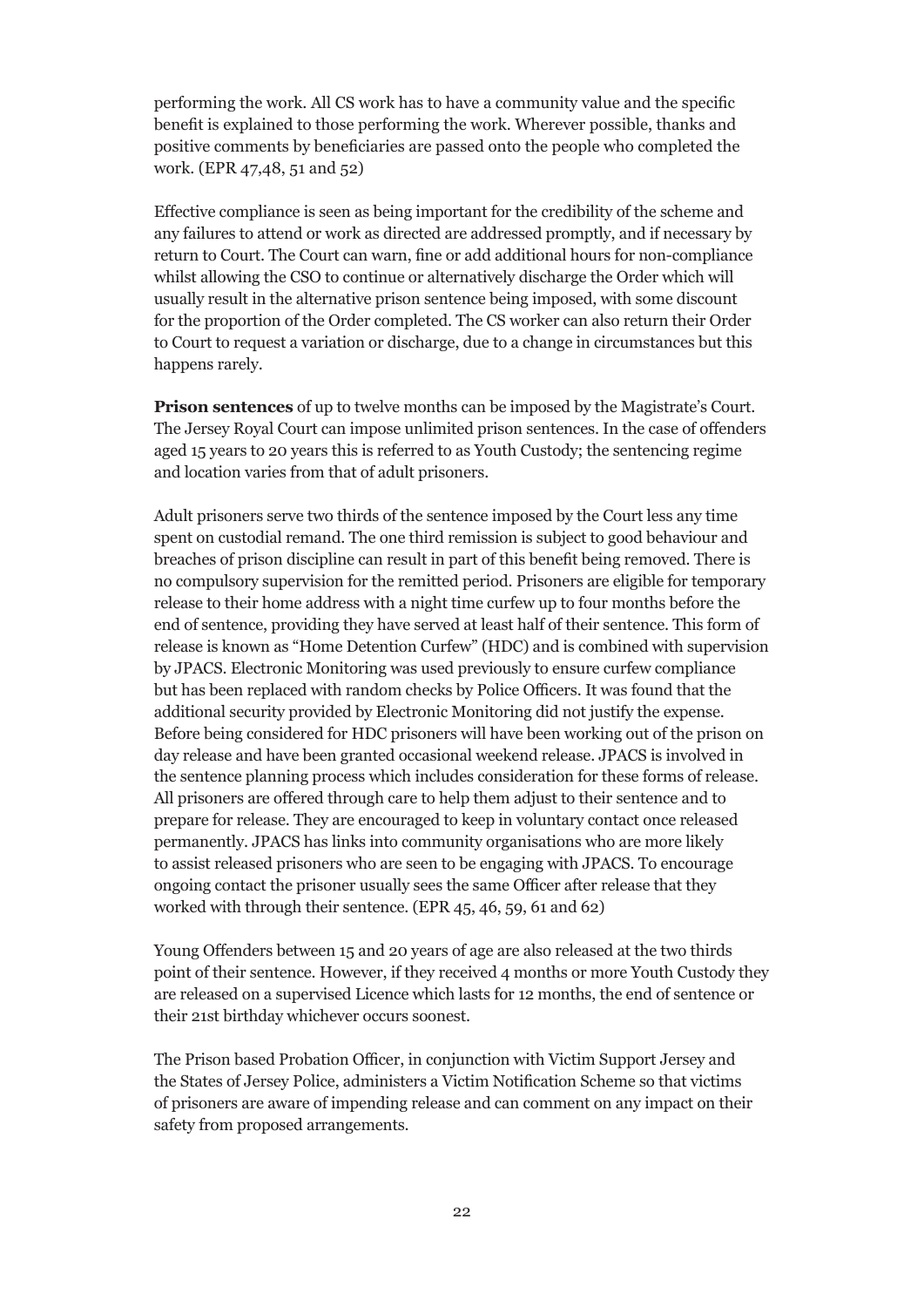performing the work. All CS work has to have a community value and the specific benefit is explained to those performing the work. Wherever possible, thanks and positive comments by beneficiaries are passed onto the people who completed the work. (EPR 47,48, 51 and 52)

Effective compliance is seen as being important for the credibility of the scheme and any failures to attend or work as directed are addressed promptly, and if necessary by return to Court. The Court can warn, fine or add additional hours for non-compliance whilst allowing the CSO to continue or alternatively discharge the Order which will usually result in the alternative prison sentence being imposed, with some discount for the proportion of the Order completed. The CS worker can also return their Order to Court to request a variation or discharge, due to a change in circumstances but this happens rarely.

**Prison sentences** of up to twelve months can be imposed by the Magistrate's Court. The Jersey Royal Court can impose unlimited prison sentences. In the case of offenders aged 15 years to 20 years this is referred to as Youth Custody; the sentencing regime and location varies from that of adult prisoners.

Adult prisoners serve two thirds of the sentence imposed by the Court less any time spent on custodial remand. The one third remission is subject to good behaviour and breaches of prison discipline can result in part of this benefit being removed. There is no compulsory supervision for the remitted period. Prisoners are eligible for temporary release to their home address with a night time curfew up to four months before the end of sentence, providing they have served at least half of their sentence. This form of release is known as "Home Detention Curfew" (HDC) and is combined with supervision by JPACS. Electronic Monitoring was used previously to ensure curfew compliance but has been replaced with random checks by Police Officers. It was found that the additional security provided by Electronic Monitoring did not justify the expense. Before being considered for HDC prisoners will have been working out of the prison on day release and have been granted occasional weekend release. JPACS is involved in the sentence planning process which includes consideration for these forms of release. All prisoners are offered through care to help them adjust to their sentence and to prepare for release. They are encouraged to keep in voluntary contact once released permanently. JPACS has links into community organisations who are more likely to assist released prisoners who are seen to be engaging with JPACS. To encourage ongoing contact the prisoner usually sees the same Officer after release that they worked with through their sentence. (EPR 45, 46, 59, 61 and 62)

Young Offenders between 15 and 20 years of age are also released at the two thirds point of their sentence. However, if they received 4 months or more Youth Custody they are released on a supervised Licence which lasts for 12 months, the end of sentence or their 21st birthday whichever occurs soonest.

The Prison based Probation Officer, in conjunction with Victim Support Jersey and the States of Jersey Police, administers a Victim Notification Scheme so that victims of prisoners are aware of impending release and can comment on any impact on their safety from proposed arrangements.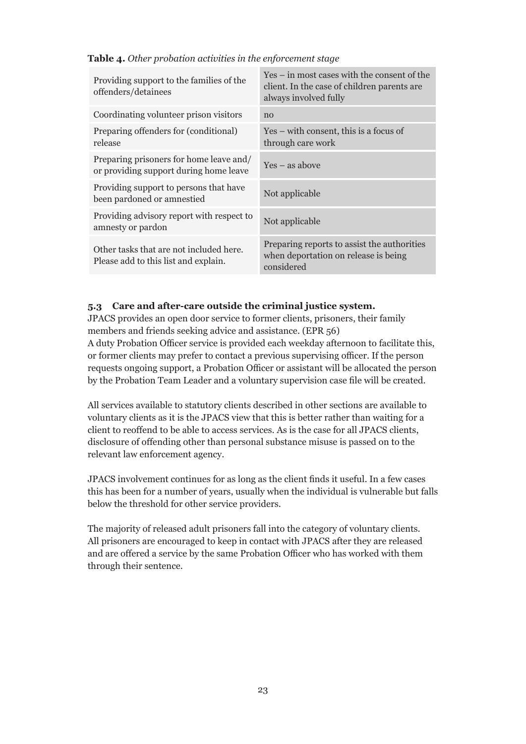**Table 4.** *Other probation activities in the enforcement stage*

| | |
|---|---|
| Providing support to the families of the offenders/detainees | Yes – in most cases with the consent of the client. In the case of children parents are always involved fully |
| Coordinating volunteer prison visitors | no |
| Preparing offenders for (conditional) release | Yes – with consent, this is a focus of through care work |
| Preparing prisoners for home leave and/ or providing support during home leave | Yes – as above |
| Providing support to persons that have been pardoned or amnestied | Not applicable |
| Providing advisory report with respect to amnesty or pardon | Not applicable |
| Other tasks that are not included here. Please add to this list and explain. | Preparing reports to assist the authorities when deportation on release is being considered |

### 5.3 Care and after-care outside the criminal justice system.

JPACS provides an open door service to former clients, prisoners, their family members and friends seeking advice and assistance. (EPR 56)
A duty Probation Officer service is provided each weekday afternoon to facilitate this, or former clients may prefer to contact a previous supervising officer. If the person requests ongoing support, a Probation Officer or assistant will be allocated the person by the Probation Team Leader and a voluntary supervision case file will be created.

All services available to statutory clients described in other sections are available to voluntary clients as it is the JPACS view that this is better rather than waiting for a client to reoffend to be able to access services. As is the case for all JPACS clients, disclosure of offending other than personal substance misuse is passed on to the relevant law enforcement agency.

JPACS involvement continues for as long as the client finds it useful. In a few cases this has been for a number of years, usually when the individual is vulnerable but falls below the threshold for other service providers.

The majority of released adult prisoners fall into the category of voluntary clients. All prisoners are encouraged to keep in contact with JPACS after they are released and are offered a service by the same Probation Officer who has worked with them through their sentence.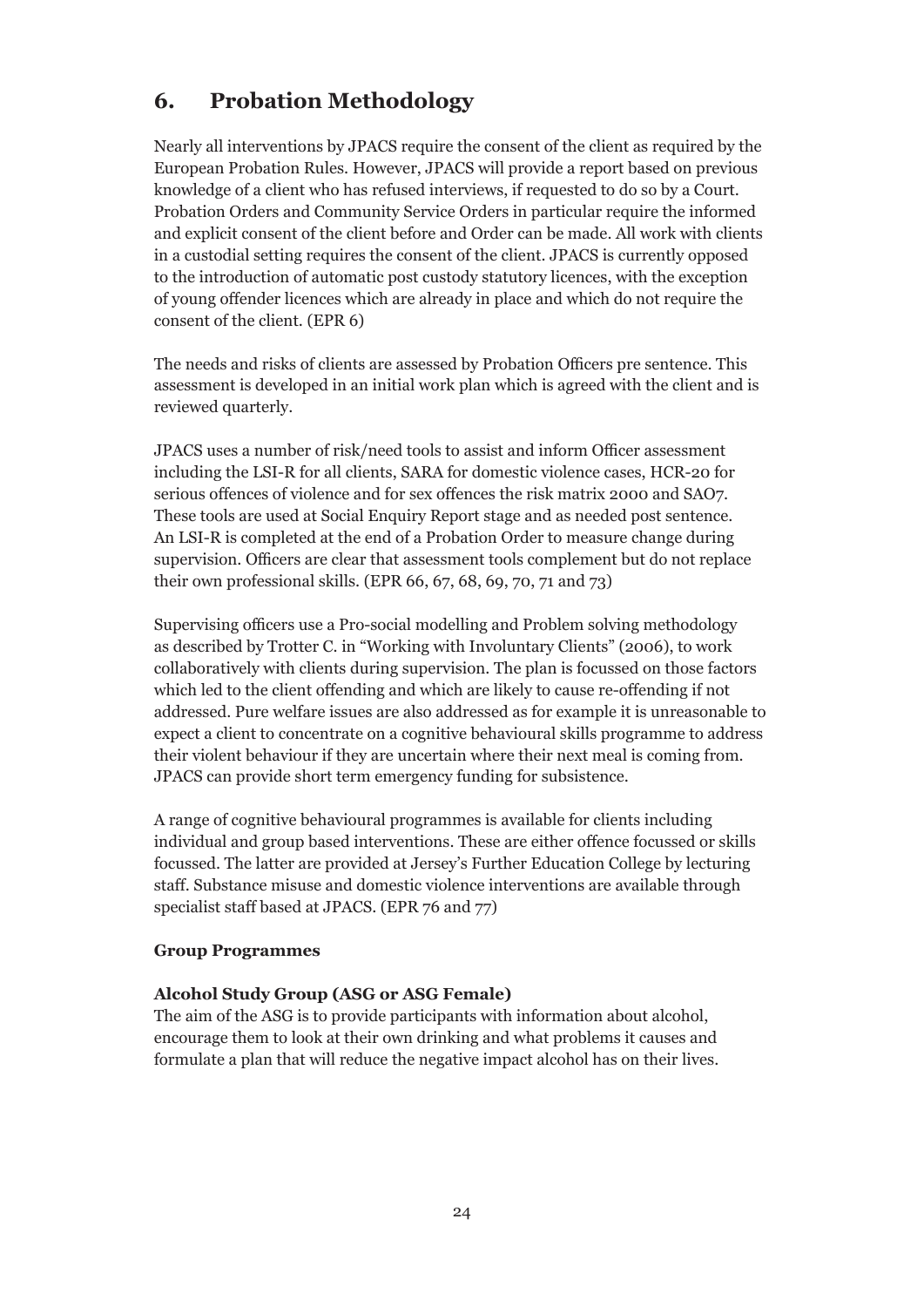## 6. Probation Methodology

Nearly all interventions by JPACS require the consent of the client as required by the European Probation Rules. However, JPACS will provide a report based on previous knowledge of a client who has refused interviews, if requested to do so by a Court. Probation Orders and Community Service Orders in particular require the informed and explicit consent of the client before and Order can be made. All work with clients in a custodial setting requires the consent of the client. JPACS is currently opposed to the introduction of automatic post custody statutory licences, with the exception of young offender licences which are already in place and which do not require the consent of the client. (EPR 6)

The needs and risks of clients are assessed by Probation Officers pre sentence. This assessment is developed in an initial work plan which is agreed with the client and is reviewed quarterly.

JPACS uses a number of risk/need tools to assist and inform Officer assessment including the LSI-R for all clients, SARA for domestic violence cases, HCR-20 for serious offences of violence and for sex offences the risk matrix 2000 and SAO7. These tools are used at Social Enquiry Report stage and as needed post sentence. An LSI-R is completed at the end of a Probation Order to measure change during supervision. Officers are clear that assessment tools complement but do not replace their own professional skills. (EPR 66, 67, 68, 69, 70, 71 and 73)

Supervising officers use a Pro-social modelling and Problem solving methodology as described by Trotter C. in "Working with Involuntary Clients" (2006), to work collaboratively with clients during supervision. The plan is focussed on those factors which led to the client offending and which are likely to cause re-offending if not addressed. Pure welfare issues are also addressed as for example it is unreasonable to expect a client to concentrate on a cognitive behavioural skills programme to address their violent behaviour if they are uncertain where their next meal is coming from. JPACS can provide short term emergency funding for subsistence.

A range of cognitive behavioural programmes is available for clients including individual and group based interventions. These are either offence focussed or skills focussed. The latter are provided at Jersey's Further Education College by lecturing staff. Substance misuse and domestic violence interventions are available through specialist staff based at JPACS. (EPR 76 and 77)

**Group Programmes**

**Alcohol Study Group (ASG or ASG Female)**
The aim of the ASG is to provide participants with information about alcohol, encourage them to look at their own drinking and what problems it causes and formulate a plan that will reduce the negative impact alcohol has on their lives.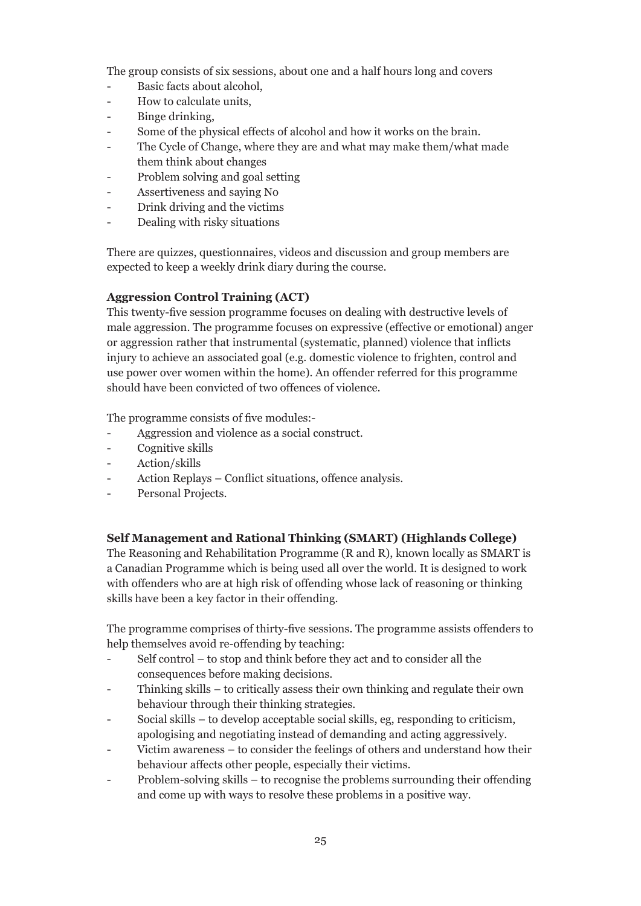The group consists of six sessions, about one and a half hours long and covers

- Basic facts about alcohol,
- How to calculate units,
- Binge drinking,
- Some of the physical effects of alcohol and how it works on the brain.
- The Cycle of Change, where they are and what may make them/what made them think about changes
- Problem solving and goal setting
- Assertiveness and saying No
- Drink driving and the victims
- Dealing with risky situations

There are quizzes, questionnaires, videos and discussion and group members are expected to keep a weekly drink diary during the course.

**Aggression Control Training (ACT)**

This twenty-five session programme focuses on dealing with destructive levels of male aggression. The programme focuses on expressive (effective or emotional) anger or aggression rather that instrumental (systematic, planned) violence that inflicts injury to achieve an associated goal (e.g. domestic violence to frighten, control and use power over women within the home). An offender referred for this programme should have been convicted of two offences of violence.

The programme consists of five modules:-

- Aggression and violence as a social construct.
- Cognitive skills
- Action/skills
- Action Replays – Conflict situations, offence analysis.
- Personal Projects.

**Self Management and Rational Thinking (SMART) (Highlands College)**

The Reasoning and Rehabilitation Programme (R and R), known locally as SMART is a Canadian Programme which is being used all over the world. It is designed to work with offenders who are at high risk of offending whose lack of reasoning or thinking skills have been a key factor in their offending.

The programme comprises of thirty-five sessions. The programme assists offenders to help themselves avoid re-offending by teaching:

- Self control – to stop and think before they act and to consider all the consequences before making decisions.
- Thinking skills – to critically assess their own thinking and regulate their own behaviour through their thinking strategies.
- Social skills – to develop acceptable social skills, eg, responding to criticism, apologising and negotiating instead of demanding and acting aggressively.
- Victim awareness – to consider the feelings of others and understand how their behaviour affects other people, especially their victims.
- Problem-solving skills – to recognise the problems surrounding their offending and come up with ways to resolve these problems in a positive way.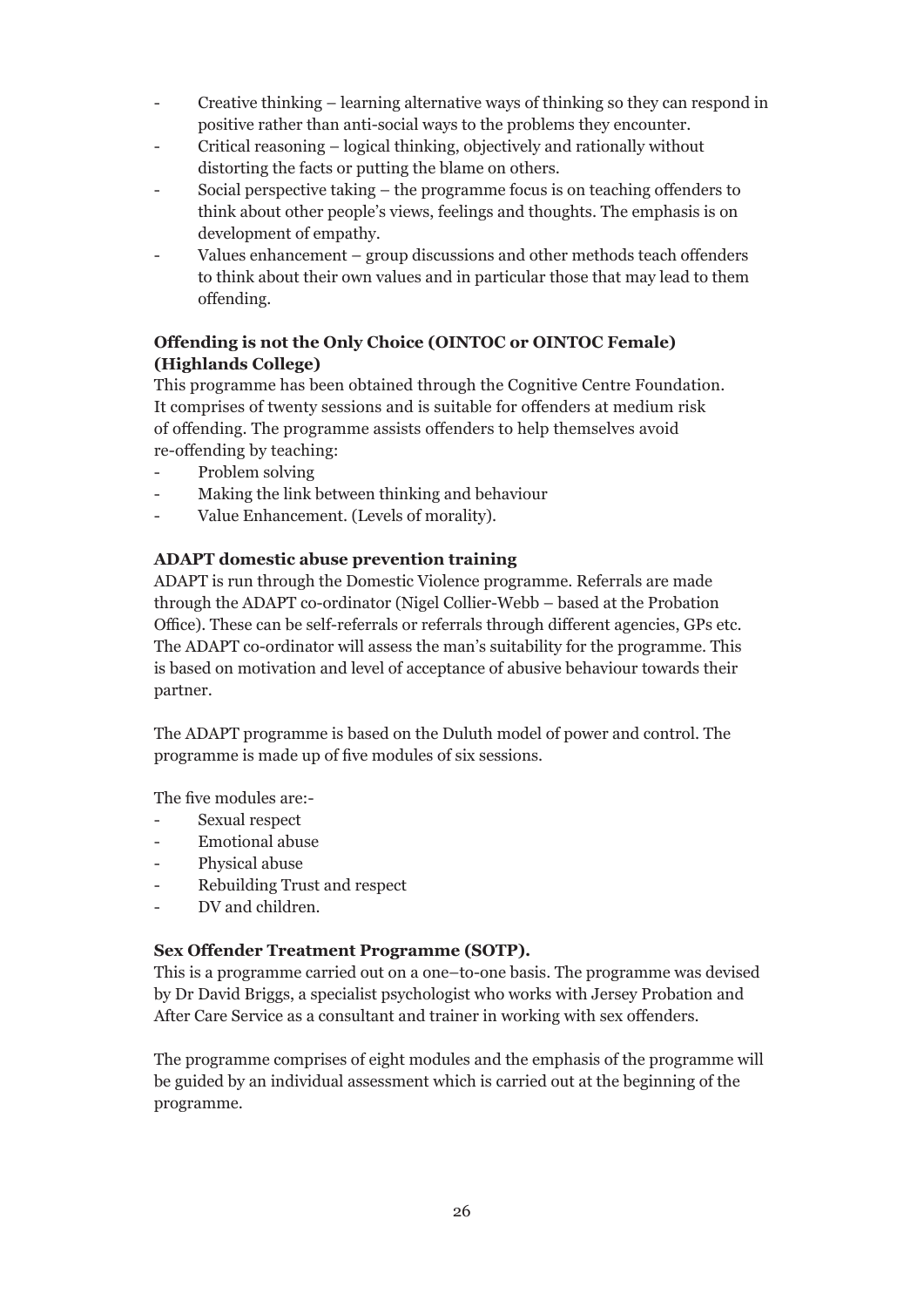- Creative thinking – learning alternative ways of thinking so they can respond in positive rather than anti-social ways to the problems they encounter.
- Critical reasoning – logical thinking, objectively and rationally without distorting the facts or putting the blame on others.
- Social perspective taking – the programme focus is on teaching offenders to think about other people's views, feelings and thoughts. The emphasis is on development of empathy.
- Values enhancement – group discussions and other methods teach offenders to think about their own values and in particular those that may lead to them offending.

**Offending is not the Only Choice (OINTOC or OINTOC Female) (Highlands College)**

This programme has been obtained through the Cognitive Centre Foundation. It comprises of twenty sessions and is suitable for offenders at medium risk of offending. The programme assists offenders to help themselves avoid re-offending by teaching:

- Problem solving
- Making the link between thinking and behaviour
- Value Enhancement. (Levels of morality).

**ADAPT domestic abuse prevention training**

ADAPT is run through the Domestic Violence programme. Referrals are made through the ADAPT co-ordinator (Nigel Collier-Webb – based at the Probation Office). These can be self-referrals or referrals through different agencies, GPs etc. The ADAPT co-ordinator will assess the man's suitability for the programme. This is based on motivation and level of acceptance of abusive behaviour towards their partner.

The ADAPT programme is based on the Duluth model of power and control. The programme is made up of five modules of six sessions.

The five modules are:-

- Sexual respect
- Emotional abuse
- Physical abuse
- Rebuilding Trust and respect
- DV and children.

**Sex Offender Treatment Programme (SOTP).**

This is a programme carried out on a one–to-one basis. The programme was devised by Dr David Briggs, a specialist psychologist who works with Jersey Probation and After Care Service as a consultant and trainer in working with sex offenders.

The programme comprises of eight modules and the emphasis of the programme will be guided by an individual assessment which is carried out at the beginning of the programme.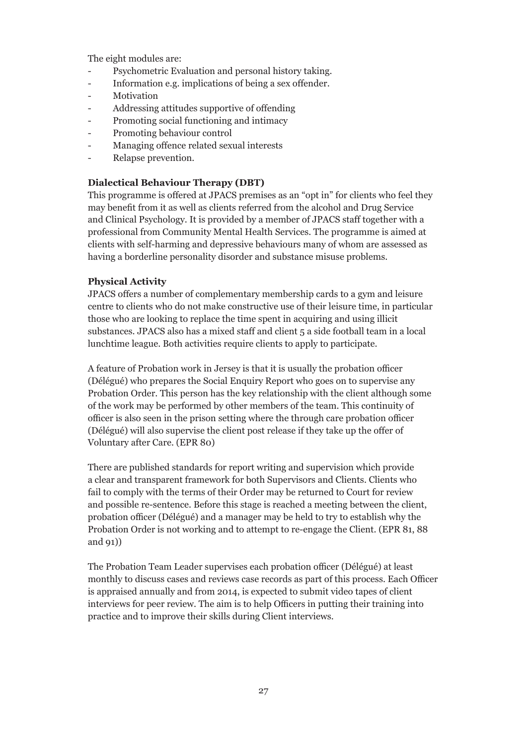The eight modules are:

- Psychometric Evaluation and personal history taking.
- Information e.g. implications of being a sex offender.
- Motivation
- Addressing attitudes supportive of offending
- Promoting social functioning and intimacy
- Promoting behaviour control
- Managing offence related sexual interests
- Relapse prevention.

**Dialectical Behaviour Therapy (DBT)**

This programme is offered at JPACS premises as an "opt in" for clients who feel they may benefit from it as well as clients referred from the alcohol and Drug Service and Clinical Psychology. It is provided by a member of JPACS staff together with a professional from Community Mental Health Services. The programme is aimed at clients with self-harming and depressive behaviours many of whom are assessed as having a borderline personality disorder and substance misuse problems.

**Physical Activity**

JPACS offers a number of complementary membership cards to a gym and leisure centre to clients who do not make constructive use of their leisure time, in particular those who are looking to replace the time spent in acquiring and using illicit substances. JPACS also has a mixed staff and client 5 a side football team in a local lunchtime league. Both activities require clients to apply to participate.

A feature of Probation work in Jersey is that it is usually the probation officer (Délégué) who prepares the Social Enquiry Report who goes on to supervise any Probation Order. This person has the key relationship with the client although some of the work may be performed by other members of the team. This continuity of officer is also seen in the prison setting where the through care probation officer (Délégué) will also supervise the client post release if they take up the offer of Voluntary after Care. (EPR 80)

There are published standards for report writing and supervision which provide a clear and transparent framework for both Supervisors and Clients. Clients who fail to comply with the terms of their Order may be returned to Court for review and possible re-sentence. Before this stage is reached a meeting between the client, probation officer (Délégué) and a manager may be held to try to establish why the Probation Order is not working and to attempt to re-engage the Client. (EPR 81, 88 and 91))

The Probation Team Leader supervises each probation officer (Délégué) at least monthly to discuss cases and reviews case records as part of this process. Each Officer is appraised annually and from 2014, is expected to submit video tapes of client interviews for peer review. The aim is to help Officers in putting their training into practice and to improve their skills during Client interviews.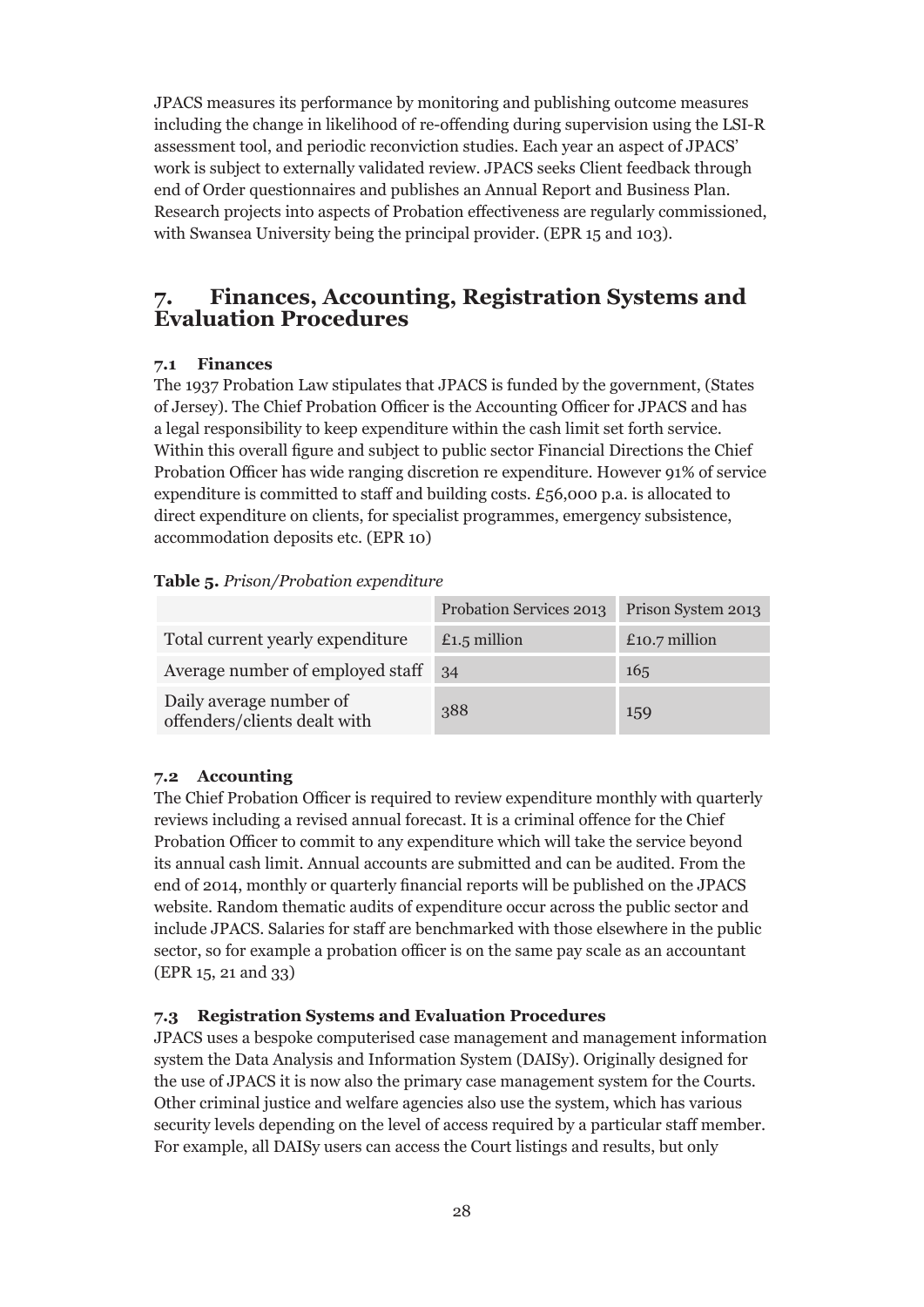JPACS measures its performance by monitoring and publishing outcome measures including the change in likelihood of re-offending during supervision using the LSI-R assessment tool, and periodic reconviction studies. Each year an aspect of JPACS' work is subject to externally validated review. JPACS seeks Client feedback through end of Order questionnaires and publishes an Annual Report and Business Plan. Research projects into aspects of Probation effectiveness are regularly commissioned, with Swansea University being the principal provider. (EPR 15 and 103).

## 7. Finances, Accounting, Registration Systems and Evaluation Procedures

### 7.1 Finances

The 1937 Probation Law stipulates that JPACS is funded by the government, (States of Jersey). The Chief Probation Officer is the Accounting Officer for JPACS and has a legal responsibility to keep expenditure within the cash limit set forth service. Within this overall figure and subject to public sector Financial Directions the Chief Probation Officer has wide ranging discretion re expenditure. However 91% of service expenditure is committed to staff and building costs. £56,000 p.a. is allocated to direct expenditure on clients, for specialist programmes, emergency subsistence, accommodation deposits etc. (EPR 10)

**Table 5.** *Prison/Probation expenditure*

| | Probation Services 2013 | Prison System 2013 |
|---|---|---|
| Total current yearly expenditure | £1.5 million | £10.7 million |
| Average number of employed staff | 34 | 165 |
| Daily average number of offenders/clients dealt with | 388 | 159 |

### 7.2 Accounting

The Chief Probation Officer is required to review expenditure monthly with quarterly reviews including a revised annual forecast. It is a criminal offence for the Chief Probation Officer to commit to any expenditure which will take the service beyond its annual cash limit. Annual accounts are submitted and can be audited. From the end of 2014, monthly or quarterly financial reports will be published on the JPACS website. Random thematic audits of expenditure occur across the public sector and include JPACS. Salaries for staff are benchmarked with those elsewhere in the public sector, so for example a probation officer is on the same pay scale as an accountant (EPR 15, 21 and 33)

### 7.3 Registration Systems and Evaluation Procedures

JPACS uses a bespoke computerised case management and management information system the Data Analysis and Information System (DAISy). Originally designed for the use of JPACS it is now also the primary case management system for the Courts. Other criminal justice and welfare agencies also use the system, which has various security levels depending on the level of access required by a particular staff member. For example, all DAISy users can access the Court listings and results, but only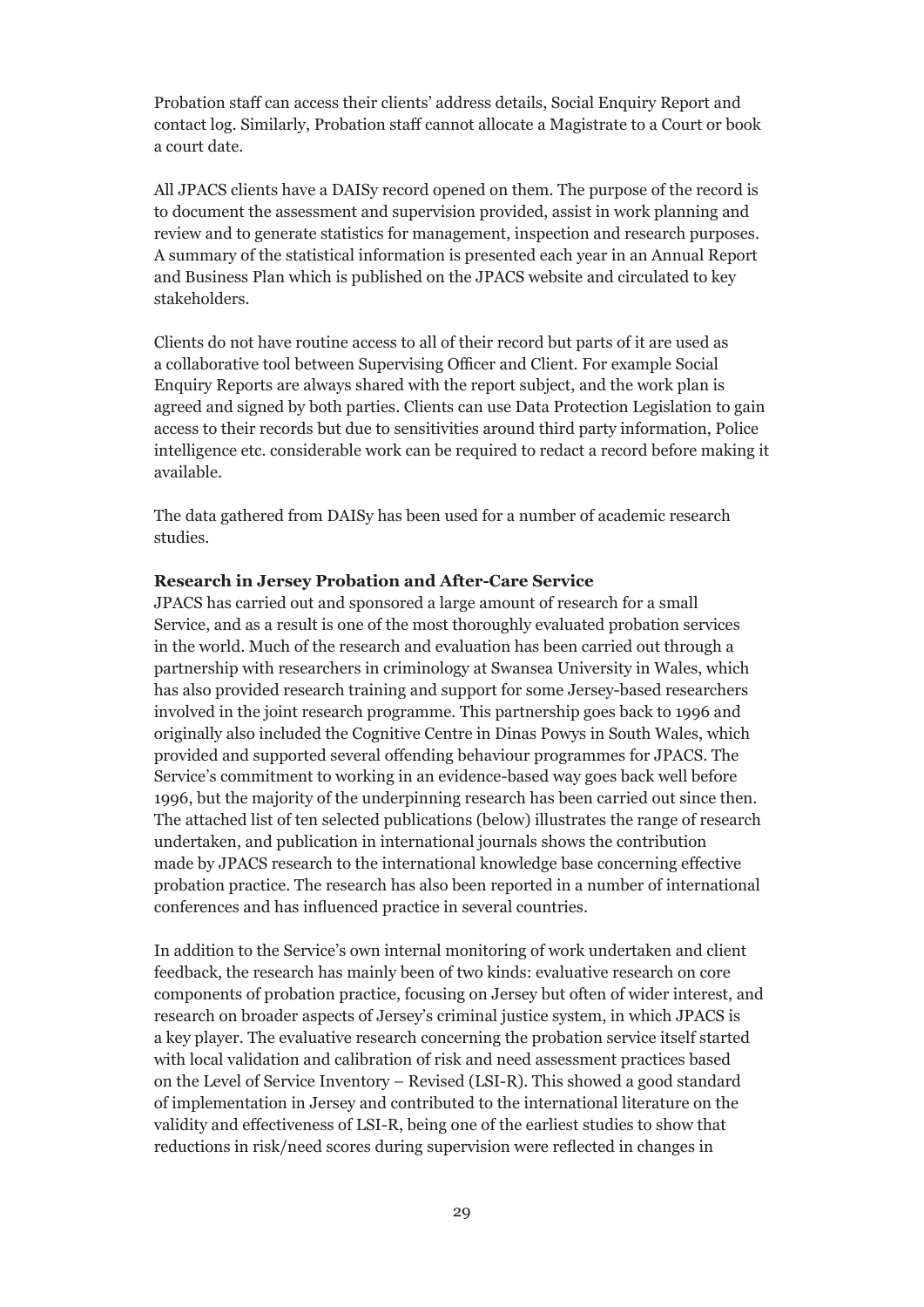Probation staff can access their clients' address details, Social Enquiry Report and contact log. Similarly, Probation staff cannot allocate a Magistrate to a Court or book a court date.

All JPACS clients have a DAISy record opened on them. The purpose of the record is to document the assessment and supervision provided, assist in work planning and review and to generate statistics for management, inspection and research purposes. A summary of the statistical information is presented each year in an Annual Report and Business Plan which is published on the JPACS website and circulated to key stakeholders.

Clients do not have routine access to all of their record but parts of it are used as a collaborative tool between Supervising Officer and Client. For example Social Enquiry Reports are always shared with the report subject, and the work plan is agreed and signed by both parties. Clients can use Data Protection Legislation to gain access to their records but due to sensitivities around third party information, Police intelligence etc. considerable work can be required to redact a record before making it available.

The data gathered from DAISy has been used for a number of academic research studies.

**Research in Jersey Probation and After-Care Service**

JPACS has carried out and sponsored a large amount of research for a small Service, and as a result is one of the most thoroughly evaluated probation services in the world. Much of the research and evaluation has been carried out through a partnership with researchers in criminology at Swansea University in Wales, which has also provided research training and support for some Jersey-based researchers involved in the joint research programme. This partnership goes back to 1996 and originally also included the Cognitive Centre in Dinas Powys in South Wales, which provided and supported several offending behaviour programmes for JPACS. The Service's commitment to working in an evidence-based way goes back well before 1996, but the majority of the underpinning research has been carried out since then. The attached list of ten selected publications (below) illustrates the range of research undertaken, and publication in international journals shows the contribution made by JPACS research to the international knowledge base concerning effective probation practice. The research has also been reported in a number of international conferences and has influenced practice in several countries.

In addition to the Service's own internal monitoring of work undertaken and client feedback, the research has mainly been of two kinds: evaluative research on core components of probation practice, focusing on Jersey but often of wider interest, and research on broader aspects of Jersey's criminal justice system, in which JPACS is a key player. The evaluative research concerning the probation service itself started with local validation and calibration of risk and need assessment practices based on the Level of Service Inventory – Revised (LSI-R). This showed a good standard of implementation in Jersey and contributed to the international literature on the validity and effectiveness of LSI-R, being one of the earliest studies to show that reductions in risk/need scores during supervision were reflected in changes in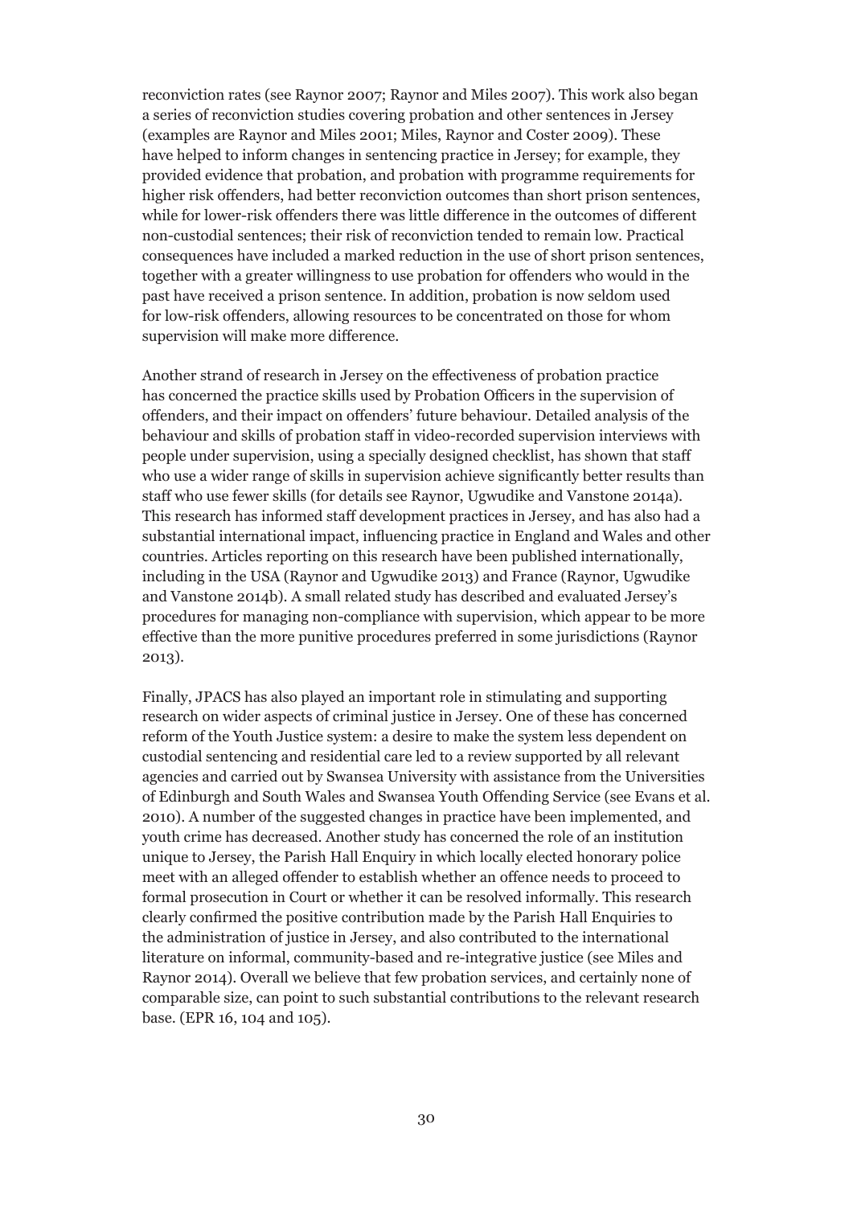reconviction rates (see Raynor 2007; Raynor and Miles 2007). This work also began a series of reconviction studies covering probation and other sentences in Jersey (examples are Raynor and Miles 2001; Miles, Raynor and Coster 2009). These have helped to inform changes in sentencing practice in Jersey; for example, they provided evidence that probation, and probation with programme requirements for higher risk offenders, had better reconviction outcomes than short prison sentences, while for lower-risk offenders there was little difference in the outcomes of different non-custodial sentences; their risk of reconviction tended to remain low. Practical consequences have included a marked reduction in the use of short prison sentences, together with a greater willingness to use probation for offenders who would in the past have received a prison sentence. In addition, probation is now seldom used for low-risk offenders, allowing resources to be concentrated on those for whom supervision will make more difference.

Another strand of research in Jersey on the effectiveness of probation practice has concerned the practice skills used by Probation Officers in the supervision of offenders, and their impact on offenders' future behaviour. Detailed analysis of the behaviour and skills of probation staff in video-recorded supervision interviews with people under supervision, using a specially designed checklist, has shown that staff who use a wider range of skills in supervision achieve significantly better results than staff who use fewer skills (for details see Raynor, Ugwudike and Vanstone 2014a). This research has informed staff development practices in Jersey, and has also had a substantial international impact, influencing practice in England and Wales and other countries. Articles reporting on this research have been published internationally, including in the USA (Raynor and Ugwudike 2013) and France (Raynor, Ugwudike and Vanstone 2014b). A small related study has described and evaluated Jersey's procedures for managing non-compliance with supervision, which appear to be more effective than the more punitive procedures preferred in some jurisdictions (Raynor 2013).

Finally, JPACS has also played an important role in stimulating and supporting research on wider aspects of criminal justice in Jersey. One of these has concerned reform of the Youth Justice system: a desire to make the system less dependent on custodial sentencing and residential care led to a review supported by all relevant agencies and carried out by Swansea University with assistance from the Universities of Edinburgh and South Wales and Swansea Youth Offending Service (see Evans et al. 2010). A number of the suggested changes in practice have been implemented, and youth crime has decreased. Another study has concerned the role of an institution unique to Jersey, the Parish Hall Enquiry in which locally elected honorary police meet with an alleged offender to establish whether an offence needs to proceed to formal prosecution in Court or whether it can be resolved informally. This research clearly confirmed the positive contribution made by the Parish Hall Enquiries to the administration of justice in Jersey, and also contributed to the international literature on informal, community-based and re-integrative justice (see Miles and Raynor 2014). Overall we believe that few probation services, and certainly none of comparable size, can point to such substantial contributions to the relevant research base. (EPR 16, 104 and 105).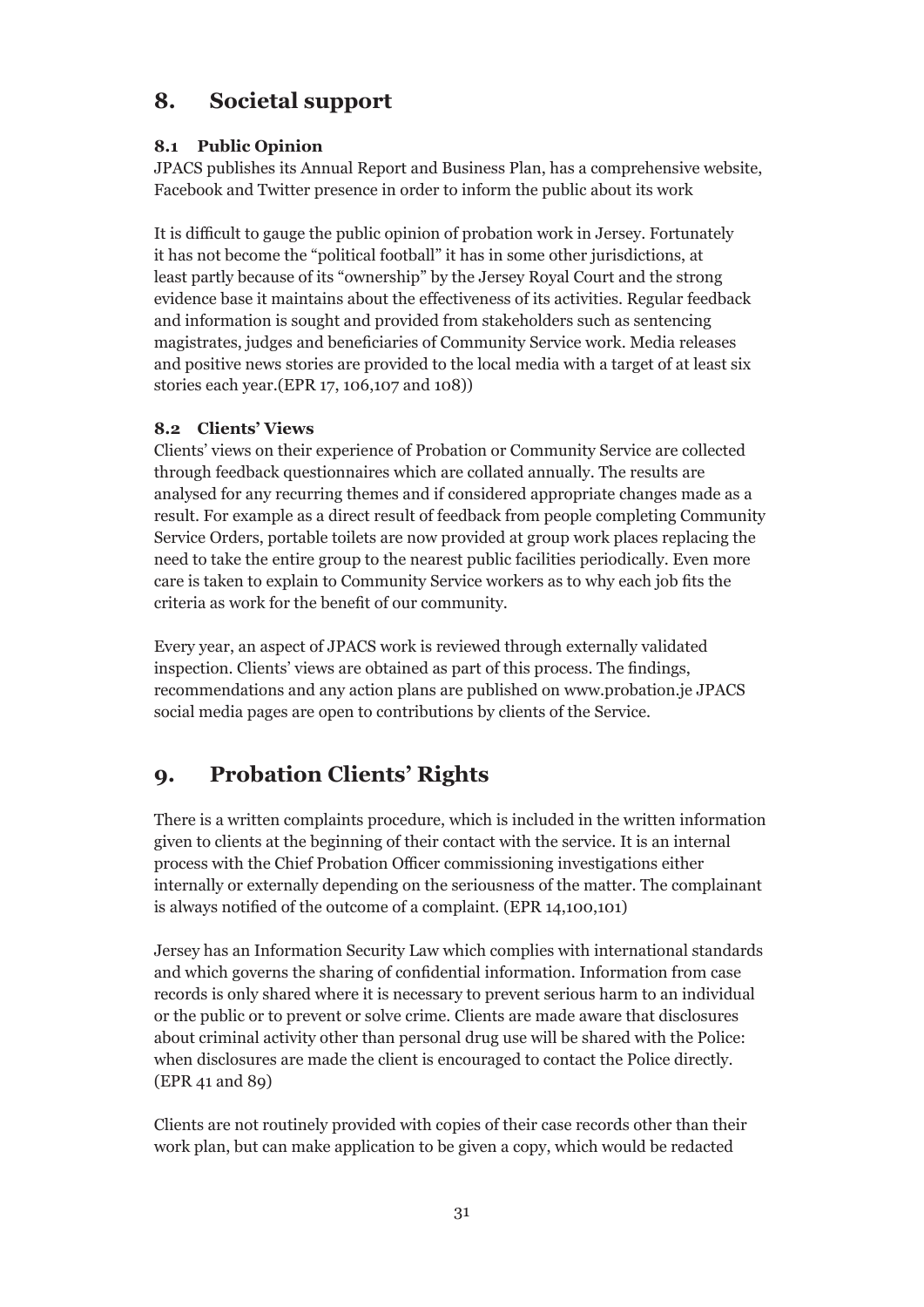## 8. Societal support

### 8.1 Public Opinion

JPACS publishes its Annual Report and Business Plan, has a comprehensive website, Facebook and Twitter presence in order to inform the public about its work

It is difficult to gauge the public opinion of probation work in Jersey. Fortunately it has not become the "political football" it has in some other jurisdictions, at least partly because of its "ownership" by the Jersey Royal Court and the strong evidence base it maintains about the effectiveness of its activities. Regular feedback and information is sought and provided from stakeholders such as sentencing magistrates, judges and beneficiaries of Community Service work. Media releases and positive news stories are provided to the local media with a target of at least six stories each year.(EPR 17, 106,107 and 108))

### 8.2 Clients' Views

Clients' views on their experience of Probation or Community Service are collected through feedback questionnaires which are collated annually. The results are analysed for any recurring themes and if considered appropriate changes made as a result. For example as a direct result of feedback from people completing Community Service Orders, portable toilets are now provided at group work places replacing the need to take the entire group to the nearest public facilities periodically. Even more care is taken to explain to Community Service workers as to why each job fits the criteria as work for the benefit of our community.

Every year, an aspect of JPACS work is reviewed through externally validated inspection. Clients' views are obtained as part of this process. The findings, recommendations and any action plans are published on www.probation.je JPACS social media pages are open to contributions by clients of the Service.

## 9. Probation Clients' Rights

There is a written complaints procedure, which is included in the written information given to clients at the beginning of their contact with the service. It is an internal process with the Chief Probation Officer commissioning investigations either internally or externally depending on the seriousness of the matter. The complainant is always notified of the outcome of a complaint. (EPR 14,100,101)

Jersey has an Information Security Law which complies with international standards and which governs the sharing of confidential information. Information from case records is only shared where it is necessary to prevent serious harm to an individual or the public or to prevent or solve crime. Clients are made aware that disclosures about criminal activity other than personal drug use will be shared with the Police: when disclosures are made the client is encouraged to contact the Police directly. (EPR 41 and 89)

Clients are not routinely provided with copies of their case records other than their work plan, but can make application to be given a copy, which would be redacted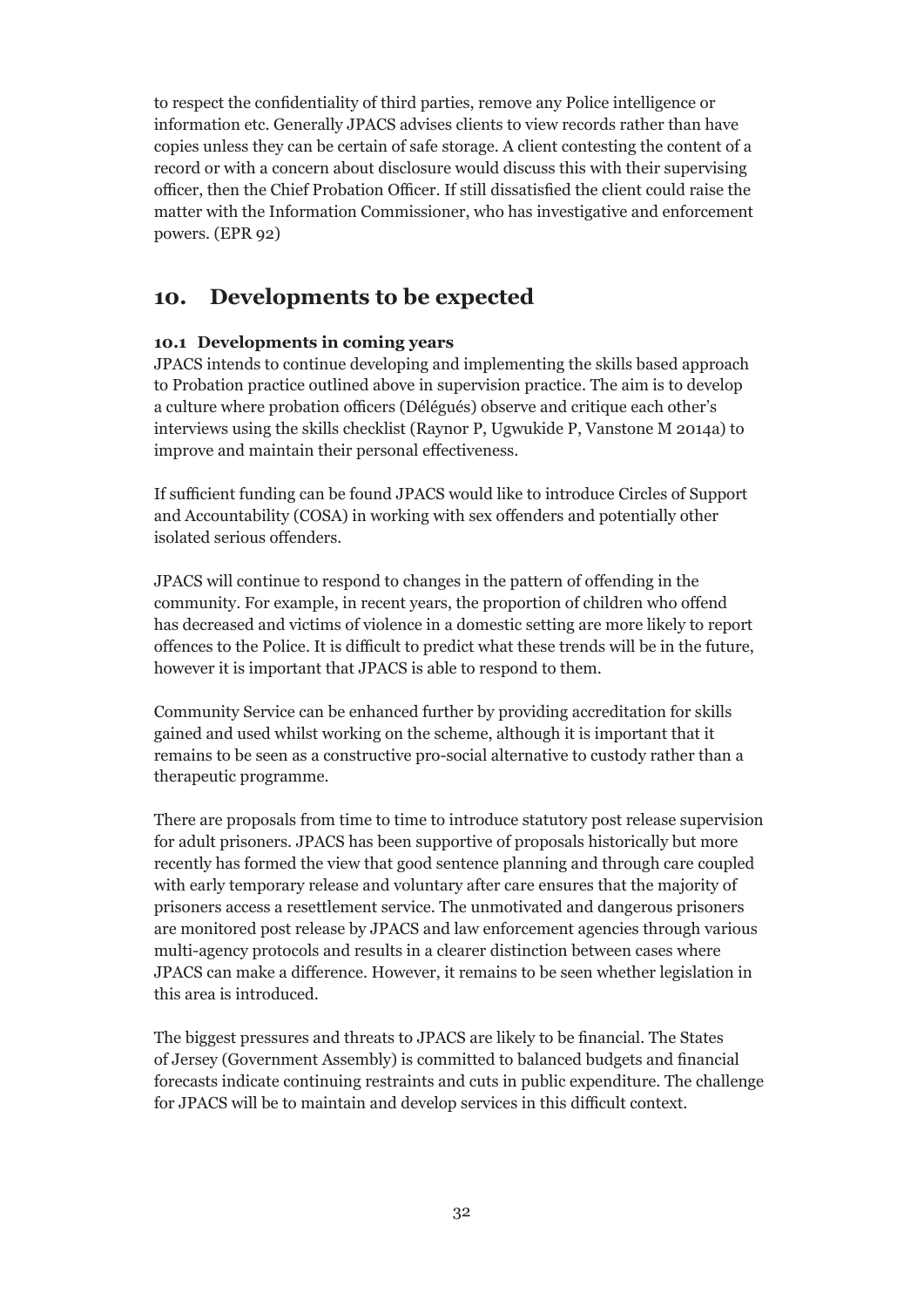to respect the confidentiality of third parties, remove any Police intelligence or information etc. Generally JPACS advises clients to view records rather than have copies unless they can be certain of safe storage. A client contesting the content of a record or with a concern about disclosure would discuss this with their supervising officer, then the Chief Probation Officer. If still dissatisfied the client could raise the matter with the Information Commissioner, who has investigative and enforcement powers. (EPR 92)

## 10. Developments to be expected

### 10.1 Developments in coming years

JPACS intends to continue developing and implementing the skills based approach to Probation practice outlined above in supervision practice. The aim is to develop a culture where probation officers (Délégués) observe and critique each other's interviews using the skills checklist (Raynor P, Ugwukide P, Vanstone M 2014a) to improve and maintain their personal effectiveness.

If sufficient funding can be found JPACS would like to introduce Circles of Support and Accountability (COSA) in working with sex offenders and potentially other isolated serious offenders.

JPACS will continue to respond to changes in the pattern of offending in the community. For example, in recent years, the proportion of children who offend has decreased and victims of violence in a domestic setting are more likely to report offences to the Police. It is difficult to predict what these trends will be in the future, however it is important that JPACS is able to respond to them.

Community Service can be enhanced further by providing accreditation for skills gained and used whilst working on the scheme, although it is important that it remains to be seen as a constructive pro-social alternative to custody rather than a therapeutic programme.

There are proposals from time to time to introduce statutory post release supervision for adult prisoners. JPACS has been supportive of proposals historically but more recently has formed the view that good sentence planning and through care coupled with early temporary release and voluntary after care ensures that the majority of prisoners access a resettlement service. The unmotivated and dangerous prisoners are monitored post release by JPACS and law enforcement agencies through various multi-agency protocols and results in a clearer distinction between cases where JPACS can make a difference. However, it remains to be seen whether legislation in this area is introduced.

The biggest pressures and threats to JPACS are likely to be financial. The States of Jersey (Government Assembly) is committed to balanced budgets and financial forecasts indicate continuing restraints and cuts in public expenditure. The challenge for JPACS will be to maintain and develop services in this difficult context.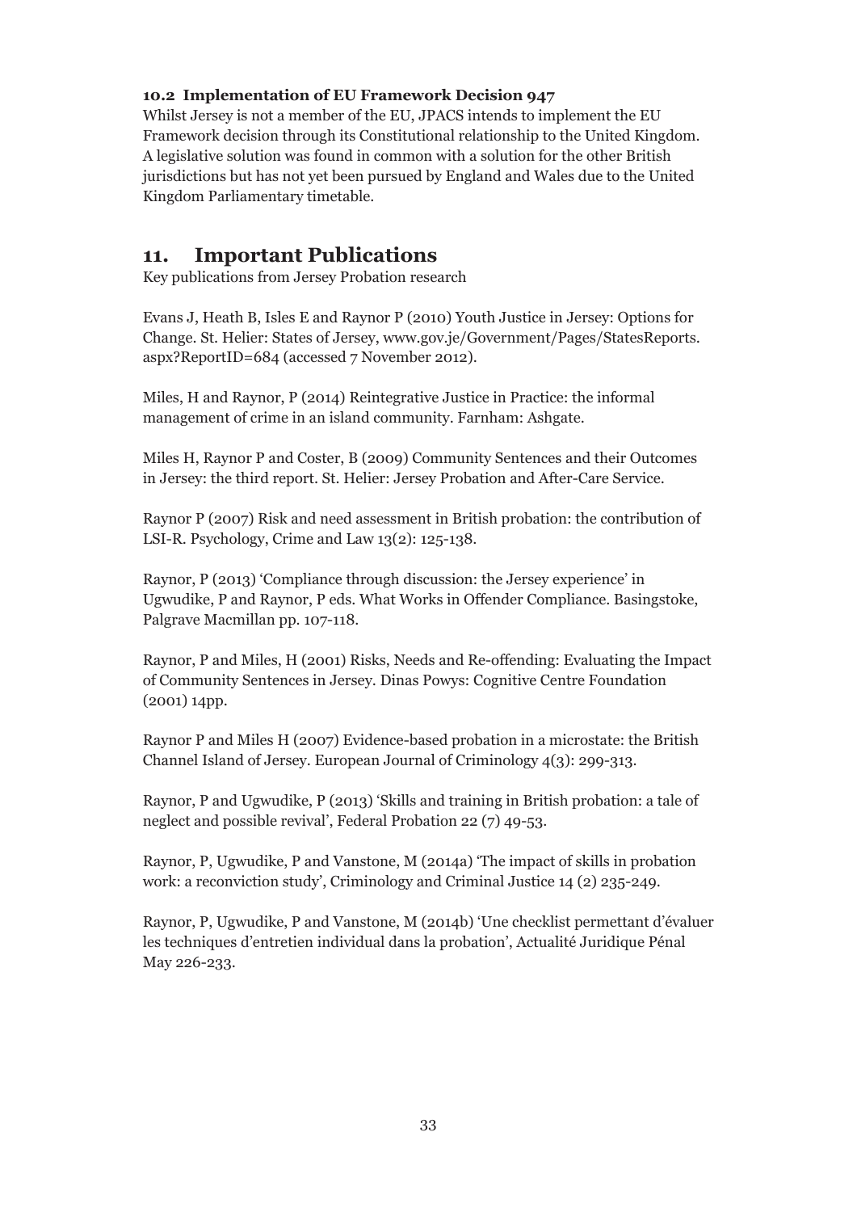### 10.2 Implementation of EU Framework Decision 947

Whilst Jersey is not a member of the EU, JPACS intends to implement the EU Framework decision through its Constitutional relationship to the United Kingdom. A legislative solution was found in common with a solution for the other British jurisdictions but has not yet been pursued by England and Wales due to the United Kingdom Parliamentary timetable.

## 11. Important Publications

Key publications from Jersey Probation research

Evans J, Heath B, Isles E and Raynor P (2010) Youth Justice in Jersey: Options for Change. St. Helier: States of Jersey, www.gov.je/Government/Pages/StatesReports.aspx?ReportID=684 (accessed 7 November 2012).

Miles, H and Raynor, P (2014) Reintegrative Justice in Practice: the informal management of crime in an island community. Farnham: Ashgate.

Miles H, Raynor P and Coster, B (2009) Community Sentences and their Outcomes in Jersey: the third report. St. Helier: Jersey Probation and After-Care Service.

Raynor P (2007) Risk and need assessment in British probation: the contribution of LSI-R. Psychology, Crime and Law 13(2): 125-138.

Raynor, P (2013) 'Compliance through discussion: the Jersey experience' in Ugwudike, P and Raynor, P eds. What Works in Offender Compliance. Basingstoke, Palgrave Macmillan pp. 107-118.

Raynor, P and Miles, H (2001) Risks, Needs and Re-offending: Evaluating the Impact of Community Sentences in Jersey. Dinas Powys: Cognitive Centre Foundation (2001) 14pp.

Raynor P and Miles H (2007) Evidence-based probation in a microstate: the British Channel Island of Jersey. European Journal of Criminology 4(3): 299-313.

Raynor, P and Ugwudike, P (2013) 'Skills and training in British probation: a tale of neglect and possible revival', Federal Probation 22 (7) 49-53.

Raynor, P, Ugwudike, P and Vanstone, M (2014a) 'The impact of skills in probation work: a reconviction study', Criminology and Criminal Justice 14 (2) 235-249.

Raynor, P, Ugwudike, P and Vanstone, M (2014b) 'Une checklist permettant d'évaluer les techniques d'entretien individual dans la probation', Actualité Juridique Pénal May 226-233.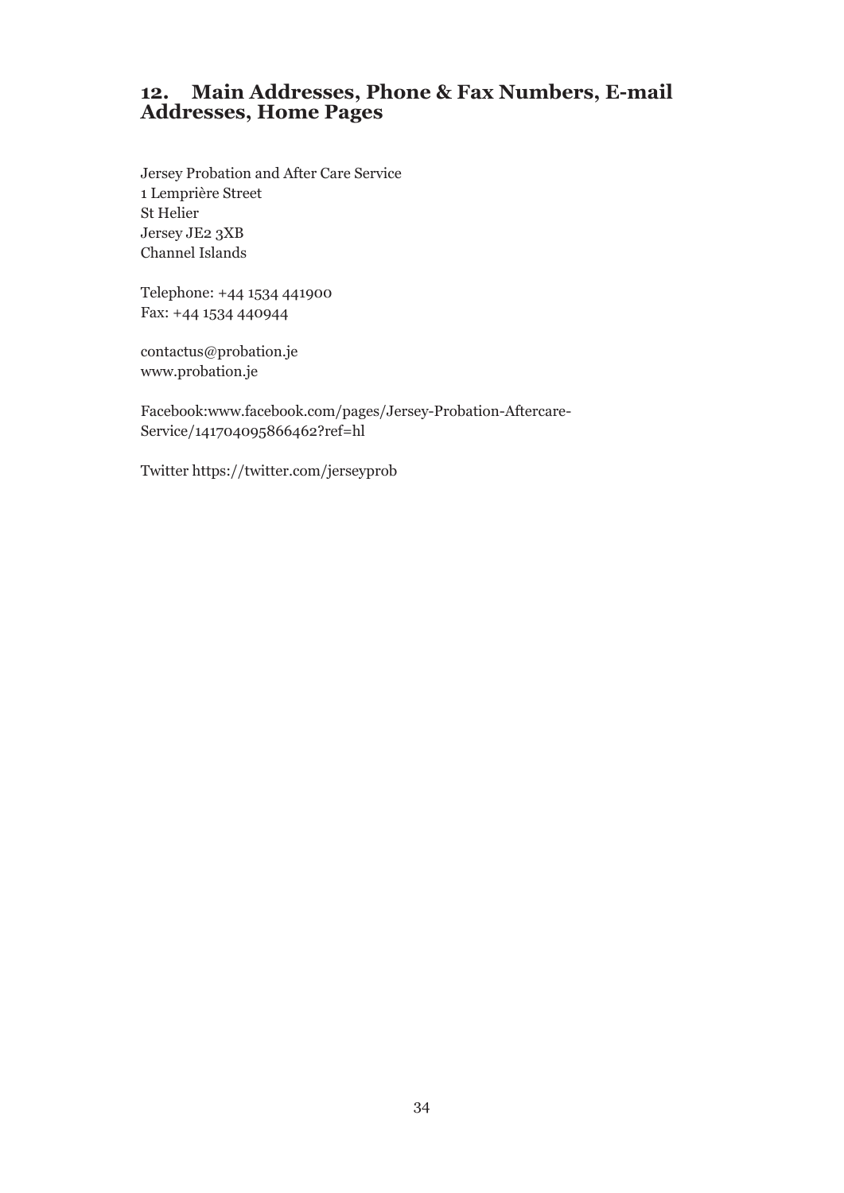## 12. Main Addresses, Phone & Fax Numbers, E-mail Addresses, Home Pages

Jersey Probation and After Care Service
1 Lemprière Street
St Helier
Jersey JE2 3XB
Channel Islands

Telephone: +44 1534 441900
Fax: +44 1534 440944

contactus@probation.je
www.probation.je

Facebook:www.facebook.com/pages/Jersey-Probation-Aftercare-Service/141704095866462?ref=hl

Twitter https://twitter.com/jerseyprob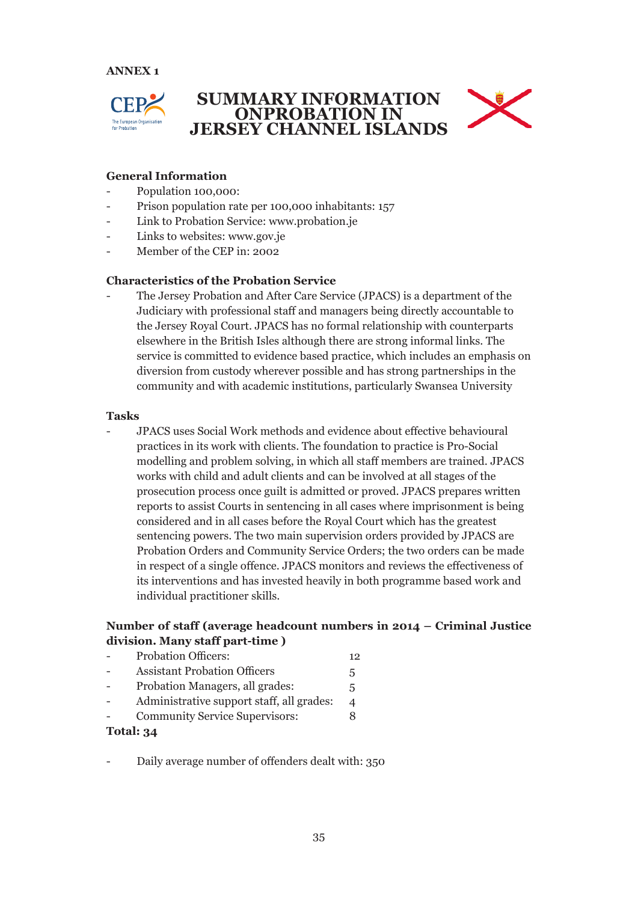ANNEX 1

# SUMMARY INFORMATION ONPROBATION IN JERSEY CHANNEL ISLANDS

### General Information

- Population 100,000:
- Prison population rate per 100,000 inhabitants: 157
- Link to Probation Service: www.probation.je
- Links to websites: www.gov.je
- Member of the CEP in: 2002

### Characteristics of the Probation Service

- The Jersey Probation and After Care Service (JPACS) is a department of the Judiciary with professional staff and managers being directly accountable to the Jersey Royal Court. JPACS has no formal relationship with counterparts elsewhere in the British Isles although there are strong informal links. The service is committed to evidence based practice, which includes an emphasis on diversion from custody wherever possible and has strong partnerships in the community and with academic institutions, particularly Swansea University

### Tasks

- JPACS uses Social Work methods and evidence about effective behavioural practices in its work with clients. The foundation to practice is Pro-Social modelling and problem solving, in which all staff members are trained. JPACS works with child and adult clients and can be involved at all stages of the prosecution process once guilt is admitted or proved. JPACS prepares written reports to assist Courts in sentencing in all cases where imprisonment is being considered and in all cases before the Royal Court which has the greatest sentencing powers. The two main supervision orders provided by JPACS are Probation Orders and Community Service Orders; the two orders can be made in respect of a single offence. JPACS monitors and reviews the effectiveness of its interventions and has invested heavily in both programme based work and individual practitioner skills.

### Number of staff (average headcount numbers in 2014 – Criminal Justice division. Many staff part-time )

- Probation Officers: 12
- Assistant Probation Officers 5
- Probation Managers, all grades: 5
- Administrative support staff, all grades: 4
- Community Service Supervisors: 8

**Total: 34**

- Daily average number of offenders dealt with: 350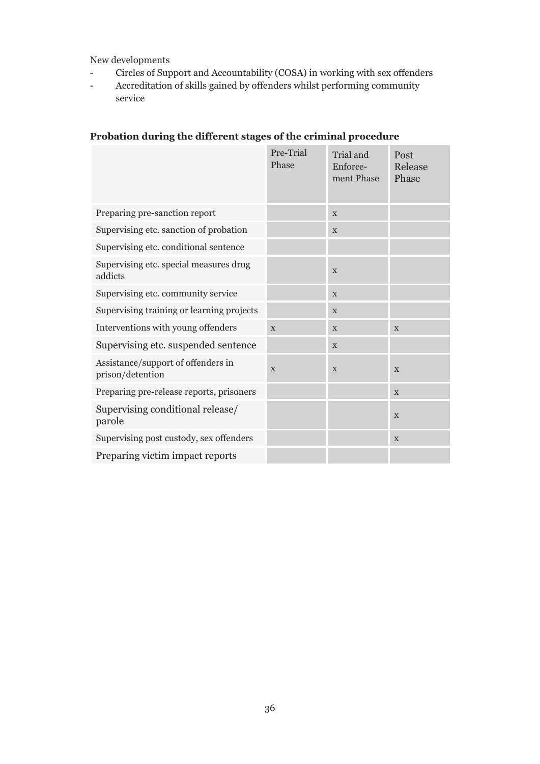New developments

- Circles of Support and Accountability (COSA) in working with sex offenders
- Accreditation of skills gained by offenders whilst performing community service

**Probation during the different stages of the criminal procedure**

| | Pre-Trial Phase | Trial and Enforce-ment Phase | Post Release Phase |
|---|---|---|---|
| Preparing pre-sanction report | | x | |
| Supervising etc. sanction of probation | | x | |
| Supervising etc. conditional sentence | | | |
| Supervising etc. special measures drug addicts | | x | |
| Supervising etc. community service | | x | |
| Supervising training or learning projects | | x | |
| Interventions with young offenders | x | x | x |
| Supervising etc. suspended sentence | | x | |
| Assistance/support of offenders in prison/detention | x | x | x |
| Preparing pre-release reports, prisoners | | | x |
| Supervising conditional release/ parole | | | x |
| Supervising post custody, sex offenders | | | x |
| Preparing victim impact reports | | | |